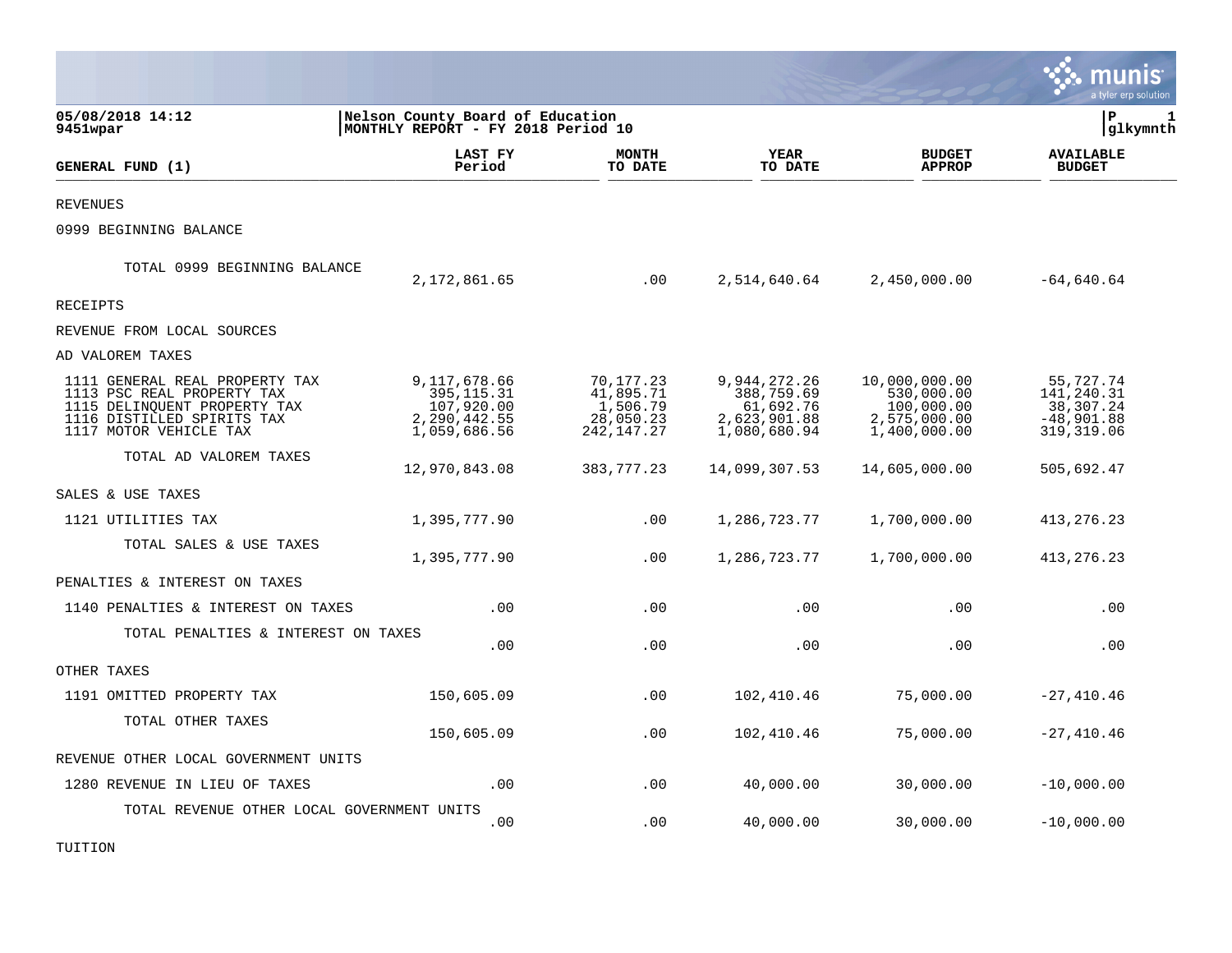05/08/2018 14:12 | Nelson County Board of Education | P 1
9451wpar | MONTHLY REPORT - FY 2018 Period 10 | glkymnth

| GENERAL FUND (1) | LAST FY Period | MONTH TO DATE | YEAR TO DATE | BUDGET APPROP | AVAILABLE BUDGET |
|---|---|---|---|---|---|
| REVENUES | | | | | |
| 0999 BEGINNING BALANCE | | | | | |
| TOTAL 0999 BEGINNING BALANCE | 2,172,861.65 | .00 | 2,514,640.64 | 2,450,000.00 | -64,640.64 |
| RECEIPTS | | | | | |
| REVENUE FROM LOCAL SOURCES | | | | | |
| AD VALOREM TAXES | | | | | |
| 1111 GENERAL REAL PROPERTY TAX | 9,117,678.66 | 70,177.23 | 9,944,272.26 | 10,000,000.00 | 55,727.74 |
| 1113 PSC REAL PROPERTY TAX | 395,115.31 | 41,895.71 | 388,759.69 | 530,000.00 | 141,240.31 |
| 1115 DELINQUENT PROPERTY TAX | 107,920.00 | 1,506.79 | 61,692.76 | 100,000.00 | 38,307.24 |
| 1116 DISTILLED SPIRITS TAX | 2,290,442.55 | 28,050.23 | 2,623,901.88 | 2,575,000.00 | -48,901.88 |
| 1117 MOTOR VEHICLE TAX | 1,059,686.56 | 242,147.27 | 1,080,680.94 | 1,400,000.00 | 319,319.06 |
| TOTAL AD VALOREM TAXES | 12,970,843.08 | 383,777.23 | 14,099,307.53 | 14,605,000.00 | 505,692.47 |
| SALES & USE TAXES | | | | | |
| 1121 UTILITIES TAX | 1,395,777.90 | .00 | 1,286,723.77 | 1,700,000.00 | 413,276.23 |
| TOTAL SALES & USE TAXES | 1,395,777.90 | .00 | 1,286,723.77 | 1,700,000.00 | 413,276.23 |
| PENALTIES & INTEREST ON TAXES | | | | | |
| 1140 PENALTIES & INTEREST ON TAXES | .00 | .00 | .00 | .00 | .00 |
| TOTAL PENALTIES & INTEREST ON TAXES | .00 | .00 | .00 | .00 | .00 |
| OTHER TAXES | | | | | |
| 1191 OMITTED PROPERTY TAX | 150,605.09 | .00 | 102,410.46 | 75,000.00 | -27,410.46 |
| TOTAL OTHER TAXES | 150,605.09 | .00 | 102,410.46 | 75,000.00 | -27,410.46 |
| REVENUE OTHER LOCAL GOVERNMENT UNITS | | | | | |
| 1280 REVENUE IN LIEU OF TAXES | .00 | .00 | 40,000.00 | 30,000.00 | -10,000.00 |
| TOTAL REVENUE OTHER LOCAL GOVERNMENT UNITS | .00 | .00 | 40,000.00 | 30,000.00 | -10,000.00 |
| TUITION | | | | | |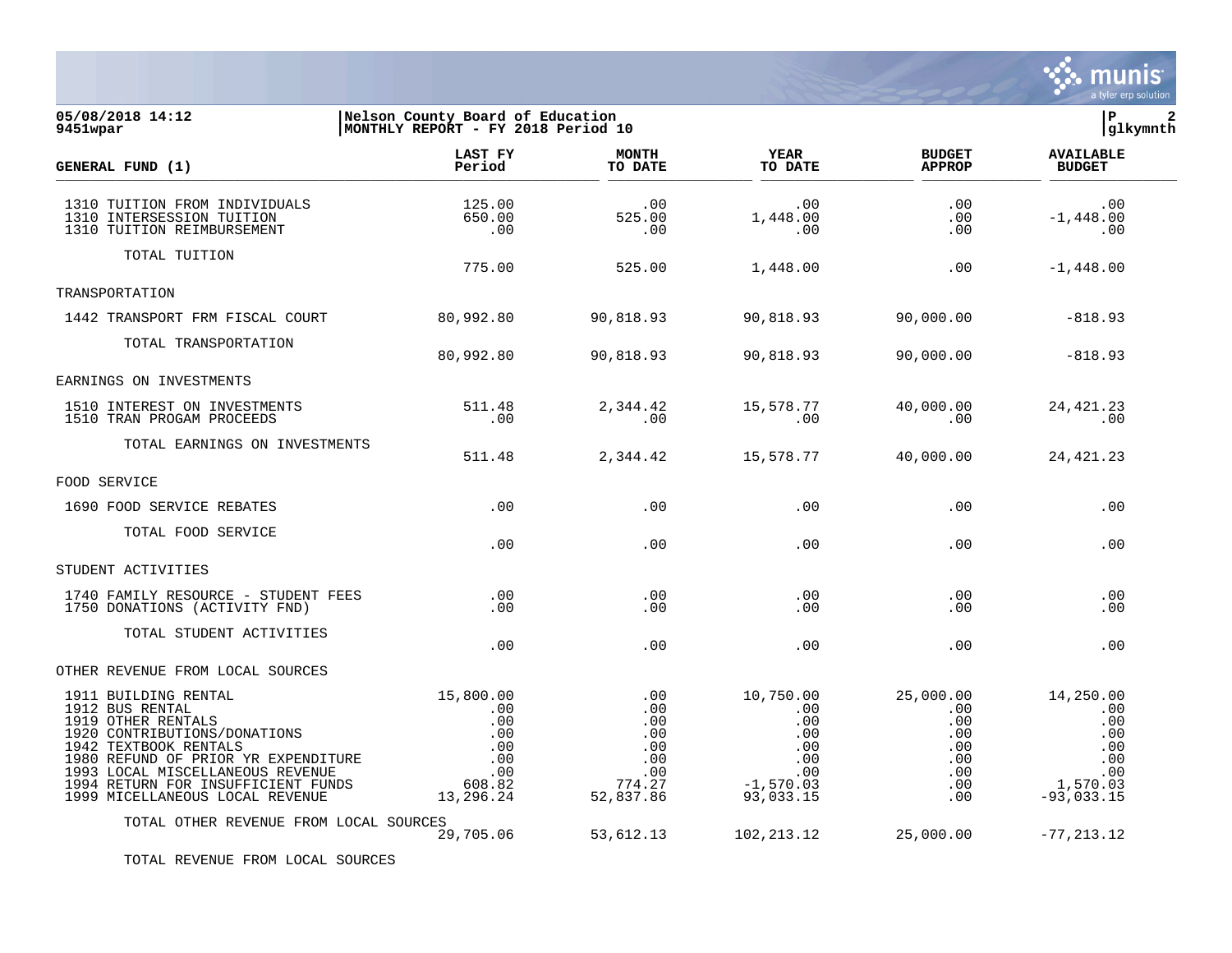05/08/2018 14:12 | Nelson County Board of Education
9451wpar | MONTHLY REPORT - FY 2018 Period 10

| GENERAL FUND (1) | LAST FY Period | MONTH TO DATE | YEAR TO DATE | BUDGET APPROP | AVAILABLE BUDGET |
|---|---|---|---|---|---|
| 1310 TUITION FROM INDIVIDUALS | 125.00 | .00 | .00 | .00 | .00 |
| 1310 INTERSESSION TUITION | 650.00 | 525.00 | 1,448.00 | .00 | -1,448.00 |
| 1310 TUITION REIMBURSEMENT | .00 | .00 | .00 | .00 | .00 |
| TOTAL TUITION | 775.00 | 525.00 | 1,448.00 | .00 | -1,448.00 |
| TRANSPORTATION | | | | | |
| 1442 TRANSPORT FRM FISCAL COURT | 80,992.80 | 90,818.93 | 90,818.93 | 90,000.00 | -818.93 |
| TOTAL TRANSPORTATION | 80,992.80 | 90,818.93 | 90,818.93 | 90,000.00 | -818.93 |
| EARNINGS ON INVESTMENTS | | | | | |
| 1510 INTEREST ON INVESTMENTS | 511.48 | 2,344.42 | 15,578.77 | 40,000.00 | 24,421.23 |
| 1510 TRAN PROGAM PROCEEDS | .00 | .00 | .00 | .00 | .00 |
| TOTAL EARNINGS ON INVESTMENTS | 511.48 | 2,344.42 | 15,578.77 | 40,000.00 | 24,421.23 |
| FOOD SERVICE | | | | | |
| 1690 FOOD SERVICE REBATES | .00 | .00 | .00 | .00 | .00 |
| TOTAL FOOD SERVICE | .00 | .00 | .00 | .00 | .00 |
| STUDENT ACTIVITIES | | | | | |
| 1740 FAMILY RESOURCE - STUDENT FEES | .00 | .00 | .00 | .00 | .00 |
| 1750 DONATIONS (ACTIVITY FND) | .00 | .00 | .00 | .00 | .00 |
| TOTAL STUDENT ACTIVITIES | .00 | .00 | .00 | .00 | .00 |
| OTHER REVENUE FROM LOCAL SOURCES | | | | | |
| 1911 BUILDING RENTAL | 15,800.00 | .00 | 10,750.00 | 25,000.00 | 14,250.00 |
| 1912 BUS RENTAL | .00 | .00 | .00 | .00 | .00 |
| 1919 OTHER RENTALS | .00 | .00 | .00 | .00 | .00 |
| 1920 CONTRIBUTIONS/DONATIONS | .00 | .00 | .00 | .00 | .00 |
| 1942 TEXTBOOK RENTALS | .00 | .00 | .00 | .00 | .00 |
| 1980 REFUND OF PRIOR YR EXPENDITURE | .00 | .00 | .00 | .00 | .00 |
| 1993 LOCAL MISCELLANEOUS REVENUE | .00 | .00 | .00 | .00 | .00 |
| 1994 RETURN FOR INSUFFICIENT FUNDS | 608.82 | 774.27 | -1,570.03 | .00 | 1,570.03 |
| 1999 MICELLANEOUS LOCAL REVENUE | 13,296.24 | 52,837.86 | 93,033.15 | .00 | -93,033.15 |
| TOTAL OTHER REVENUE FROM LOCAL SOURCES | 29,705.06 | 53,612.13 | 102,213.12 | 25,000.00 | -77,213.12 |
| TOTAL REVENUE FROM LOCAL SOURCES | | | | | |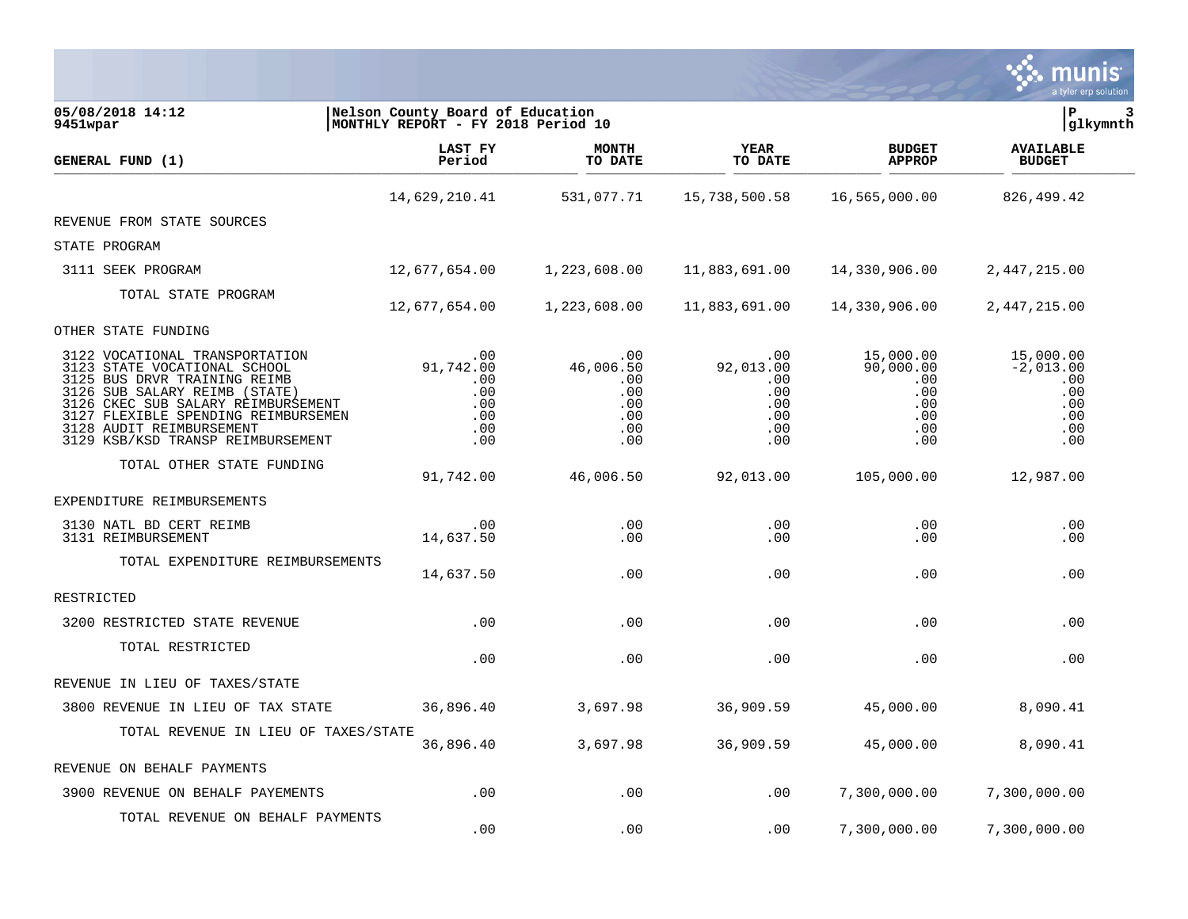| GENERAL FUND (1) | LAST FY Period | MONTH TO DATE | YEAR TO DATE | BUDGET APPROP | AVAILABLE BUDGET |
|---|---|---|---|---|---|
| | 14,629,210.41 | 531,077.71 | 15,738,500.58 | 16,565,000.00 | 826,499.42 |
| REVENUE FROM STATE SOURCES | | | | | |
| STATE PROGRAM | | | | | |
| 3111 SEEK PROGRAM | 12,677,654.00 | 1,223,608.00 | 11,883,691.00 | 14,330,906.00 | 2,447,215.00 |
| TOTAL STATE PROGRAM | 12,677,654.00 | 1,223,608.00 | 11,883,691.00 | 14,330,906.00 | 2,447,215.00 |
| OTHER STATE FUNDING | | | | | |
| 3122 VOCATIONAL TRANSPORTATION | .00 | .00 | .00 | 15,000.00 | 15,000.00 |
| 3123 STATE VOCATIONAL SCHOOL | 91,742.00 | 46,006.50 | 92,013.00 | 90,000.00 | -2,013.00 |
| 3125 BUS DRVR TRAINING REIMB | .00 | .00 | .00 | .00 | .00 |
| 3126 SUB SALARY REIMB (STATE) | .00 | .00 | .00 | .00 | .00 |
| 3126 CKEC SUB SALARY REIMBURSEMENT | .00 | .00 | .00 | .00 | .00 |
| 3127 FLEXIBLE SPENDING REIMBURSEMEN | .00 | .00 | .00 | .00 | .00 |
| 3128 AUDIT REIMBURSEMENT | .00 | .00 | .00 | .00 | .00 |
| 3129 KSB/KSD TRANSP REIMBURSEMENT | .00 | .00 | .00 | .00 | .00 |
| TOTAL OTHER STATE FUNDING | 91,742.00 | 46,006.50 | 92,013.00 | 105,000.00 | 12,987.00 |
| EXPENDITURE REIMBURSEMENTS | | | | | |
| 3130 NATL BD CERT REIMB | .00 | .00 | .00 | .00 | .00 |
| 3131 REIMBURSEMENT | 14,637.50 | .00 | .00 | .00 | .00 |
| TOTAL EXPENDITURE REIMBURSEMENTS | 14,637.50 | .00 | .00 | .00 | .00 |
| RESTRICTED | | | | | |
| 3200 RESTRICTED STATE REVENUE | .00 | .00 | .00 | .00 | .00 |
| TOTAL RESTRICTED | .00 | .00 | .00 | .00 | .00 |
| REVENUE IN LIEU OF TAXES/STATE | | | | | |
| 3800 REVENUE IN LIEU OF TAX STATE | 36,896.40 | 3,697.98 | 36,909.59 | 45,000.00 | 8,090.41 |
| TOTAL REVENUE IN LIEU OF TAXES/STATE | 36,896.40 | 3,697.98 | 36,909.59 | 45,000.00 | 8,090.41 |
| REVENUE ON BEHALF PAYMENTS | | | | | |
| 3900 REVENUE ON BEHALF PAYEMENTS | .00 | .00 | .00 | 7,300,000.00 | 7,300,000.00 |
| TOTAL REVENUE ON BEHALF PAYMENTS | .00 | .00 | .00 | 7,300,000.00 | 7,300,000.00 |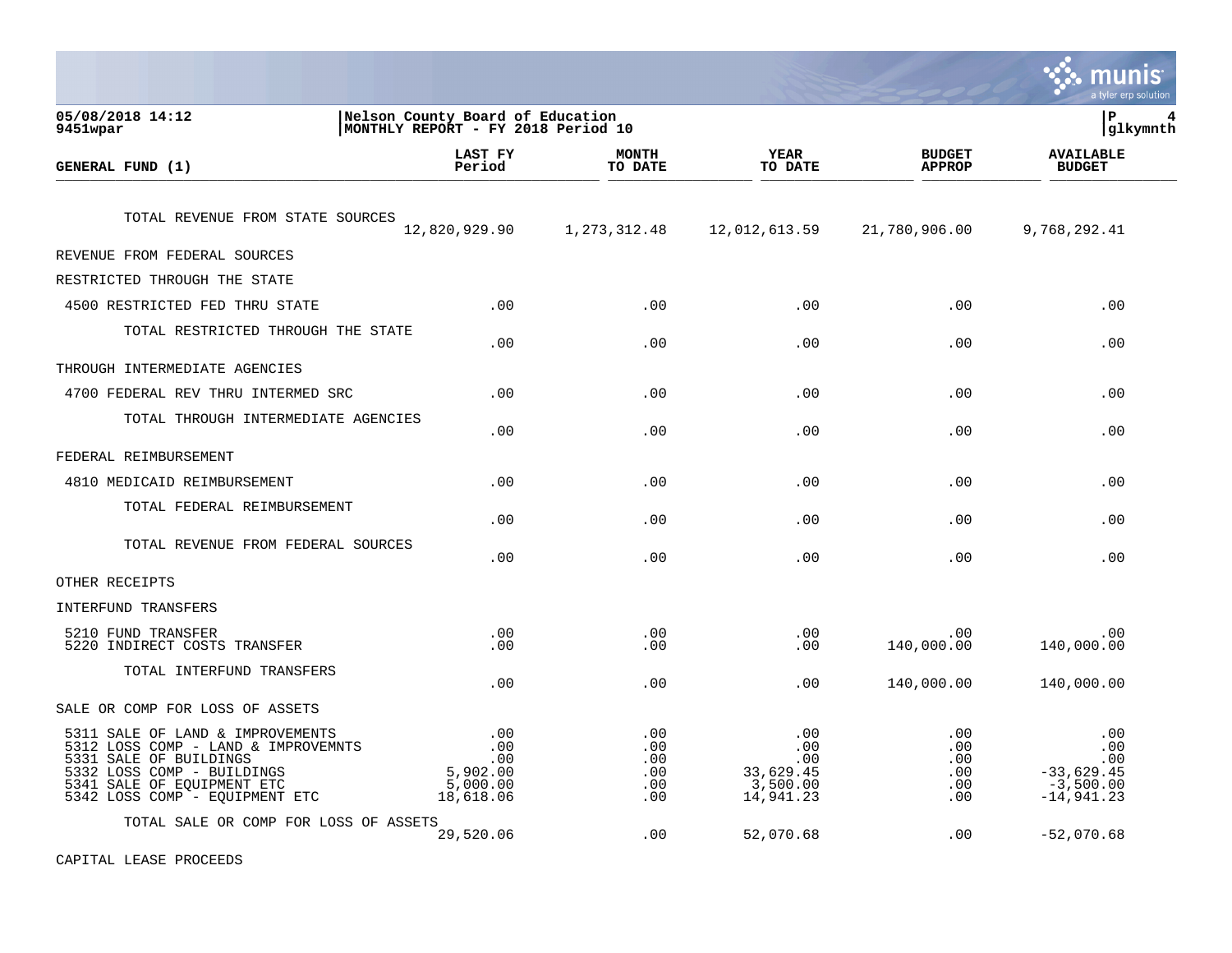05/08/2018 14:12 | Nelson County Board of Education
9451wpar | MONTHLY REPORT - FY 2018 Period 10 | P 4 glkymnth

| GENERAL FUND (1) | LAST FY Period | MONTH TO DATE | YEAR TO DATE | BUDGET APPROP | AVAILABLE BUDGET |
|---|---|---|---|---|---|
| TOTAL REVENUE FROM STATE SOURCES | 12,820,929.90 | 1,273,312.48 | 12,012,613.59 | 21,780,906.00 | 9,768,292.41 |
| REVENUE FROM FEDERAL SOURCES | | | | | |
| RESTRICTED THROUGH THE STATE | | | | | |
| 4500 RESTRICTED FED THRU STATE | .00 | .00 | .00 | .00 | .00 |
| TOTAL RESTRICTED THROUGH THE STATE | .00 | .00 | .00 | .00 | .00 |
| THROUGH INTERMEDIATE AGENCIES | | | | | |
| 4700 FEDERAL REV THRU INTERMED SRC | .00 | .00 | .00 | .00 | .00 |
| TOTAL THROUGH INTERMEDIATE AGENCIES | .00 | .00 | .00 | .00 | .00 |
| FEDERAL REIMBURSEMENT | | | | | |
| 4810 MEDICAID REIMBURSEMENT | .00 | .00 | .00 | .00 | .00 |
| TOTAL FEDERAL REIMBURSEMENT | .00 | .00 | .00 | .00 | .00 |
| TOTAL REVENUE FROM FEDERAL SOURCES | .00 | .00 | .00 | .00 | .00 |
| OTHER RECEIPTS | | | | | |
| INTERFUND TRANSFERS | | | | | |
| 5210 FUND TRANSFER | .00 | .00 | .00 | .00 | .00 |
| 5220 INDIRECT COSTS TRANSFER | .00 | .00 | .00 | 140,000.00 | 140,000.00 |
| TOTAL INTERFUND TRANSFERS | .00 | .00 | .00 | 140,000.00 | 140,000.00 |
| SALE OR COMP FOR LOSS OF ASSETS | | | | | |
| 5311 SALE OF LAND & IMPROVEMENTS | .00 | .00 | .00 | .00 | .00 |
| 5312 LOSS COMP - LAND & IMPROVEMNTS | .00 | .00 | .00 | .00 | .00 |
| 5331 SALE OF BUILDINGS | .00 | .00 | .00 | .00 | .00 |
| 5332 LOSS COMP - BUILDINGS | 5,902.00 | .00 | 33,629.45 | .00 | -33,629.45 |
| 5341 SALE OF EQUIPMENT ETC | 5,000.00 | .00 | 3,500.00 | .00 | -3,500.00 |
| 5342 LOSS COMP - EQUIPMENT ETC | 18,618.06 | .00 | 14,941.23 | .00 | -14,941.23 |
| TOTAL SALE OR COMP FOR LOSS OF ASSETS | 29,520.06 | .00 | 52,070.68 | .00 | -52,070.68 |
| CAPITAL LEASE PROCEEDS | | | | | |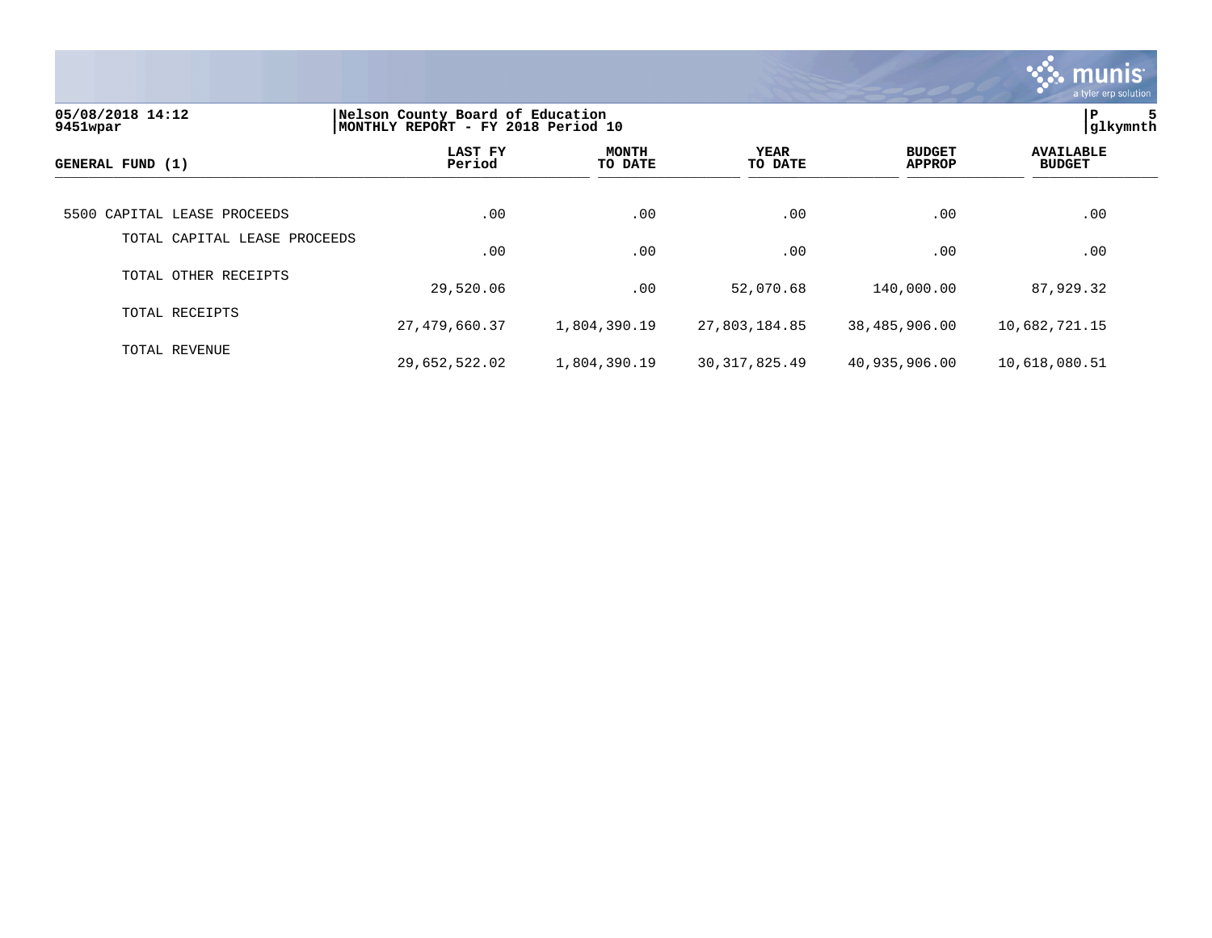05/08/2018 14:12
9451wpar

Nelson County Board of Education
MONTHLY REPORT - FY 2018 Period 10

P 5
glkymnth

| GENERAL FUND (1) | LAST FY Period | MONTH TO DATE | YEAR TO DATE | BUDGET APPROP | AVAILABLE BUDGET |
|---|---|---|---|---|---|
| 5500 CAPITAL LEASE PROCEEDS | .00 | .00 | .00 | .00 | .00 |
| TOTAL CAPITAL LEASE PROCEEDS | .00 | .00 | .00 | .00 | .00 |
| TOTAL OTHER RECEIPTS | 29,520.06 | .00 | 52,070.68 | 140,000.00 | 87,929.32 |
| TOTAL RECEIPTS | 27,479,660.37 | 1,804,390.19 | 27,803,184.85 | 38,485,906.00 | 10,682,721.15 |
| TOTAL REVENUE | 29,652,522.02 | 1,804,390.19 | 30,317,825.49 | 40,935,906.00 | 10,618,080.51 |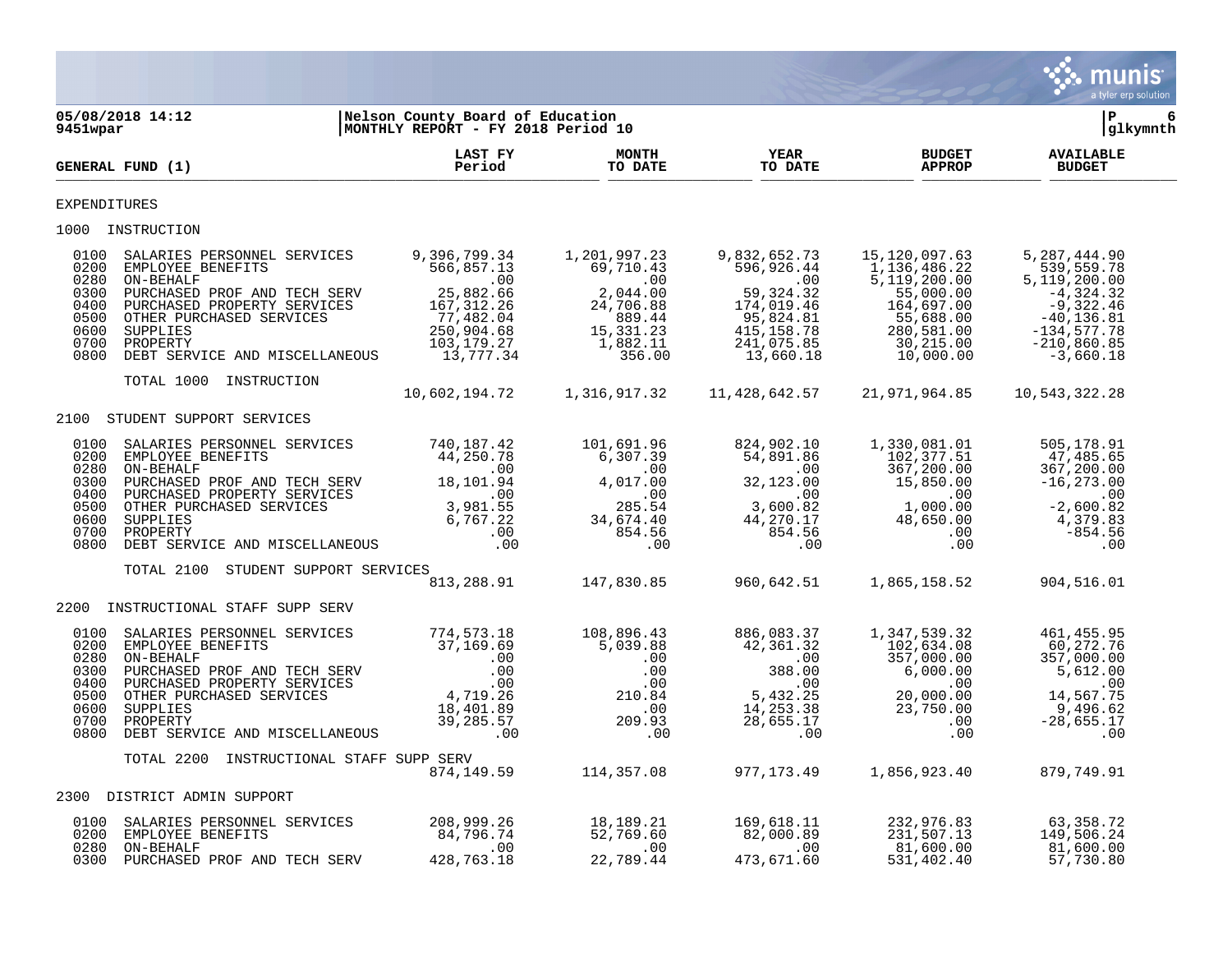05/08/2018 14:12 | Nelson County Board of Education | P 6
9451wpar | MONTHLY REPORT - FY 2018 Period 10 | glkymnth

| GENERAL FUND (1) | LAST FY Period | MONTH TO DATE | YEAR TO DATE | BUDGET APPROP | AVAILABLE BUDGET |
|---|---|---|---|---|---|
| **EXPENDITURES** | | | | | |
| **1000 INSTRUCTION** | | | | | |
| 0100 SALARIES PERSONNEL SERVICES | 9,396,799.34 | 1,201,997.23 | 9,832,652.73 | 15,120,097.63 | 5,287,444.90 |
| 0200 EMPLOYEE BENEFITS | 566,857.13 | 69,710.43 | 596,926.44 | 1,136,486.22 | 539,559.78 |
| 0280 ON-BEHALF | .00 | .00 | .00 | 5,119,200.00 | 5,119,200.00 |
| 0300 PURCHASED PROF AND TECH SERV | 25,882.66 | 2,044.00 | 59,324.32 | 55,000.00 | -4,324.32 |
| 0400 PURCHASED PROPERTY SERVICES | 167,312.26 | 24,706.88 | 174,019.46 | 164,697.00 | -9,322.46 |
| 0500 OTHER PURCHASED SERVICES | 77,482.04 | 889.44 | 95,824.81 | 55,688.00 | -40,136.81 |
| 0600 SUPPLIES | 250,904.68 | 15,331.23 | 415,158.78 | 280,581.00 | -134,577.78 |
| 0700 PROPERTY | 103,179.27 | 1,882.11 | 241,075.85 | 30,215.00 | -210,860.85 |
| 0800 DEBT SERVICE AND MISCELLANEOUS | 13,777.34 | 356.00 | 13,660.18 | 10,000.00 | -3,660.18 |
| TOTAL 1000 INSTRUCTION | 10,602,194.72 | 1,316,917.32 | 11,428,642.57 | 21,971,964.85 | 10,543,322.28 |
| **2100 STUDENT SUPPORT SERVICES** | | | | | |
| 0100 SALARIES PERSONNEL SERVICES | 740,187.42 | 101,691.96 | 824,902.10 | 1,330,081.01 | 505,178.91 |
| 0200 EMPLOYEE BENEFITS | 44,250.78 | 6,307.39 | 54,891.86 | 102,377.51 | 47,485.65 |
| 0280 ON-BEHALF | .00 | .00 | .00 | 367,200.00 | 367,200.00 |
| 0300 PURCHASED PROF AND TECH SERV | 18,101.94 | 4,017.00 | 32,123.00 | 15,850.00 | -16,273.00 |
| 0400 PURCHASED PROPERTY SERVICES | .00 | .00 | .00 | .00 | .00 |
| 0500 OTHER PURCHASED SERVICES | 3,981.55 | 285.54 | 3,600.82 | 1,000.00 | -2,600.82 |
| 0600 SUPPLIES | 6,767.22 | 34,674.40 | 44,270.17 | 48,650.00 | 4,379.83 |
| 0700 PROPERTY | .00 | 854.56 | 854.56 | .00 | -854.56 |
| 0800 DEBT SERVICE AND MISCELLANEOUS | .00 | .00 | .00 | .00 | .00 |
| TOTAL 2100 STUDENT SUPPORT SERVICES | 813,288.91 | 147,830.85 | 960,642.51 | 1,865,158.52 | 904,516.01 |
| **2200 INSTRUCTIONAL STAFF SUPP SERV** | | | | | |
| 0100 SALARIES PERSONNEL SERVICES | 774,573.18 | 108,896.43 | 886,083.37 | 1,347,539.32 | 461,455.95 |
| 0200 EMPLOYEE BENEFITS | 37,169.69 | 5,039.88 | 42,361.32 | 102,634.08 | 60,272.76 |
| 0280 ON-BEHALF | .00 | .00 | .00 | 357,000.00 | 357,000.00 |
| 0300 PURCHASED PROF AND TECH SERV | .00 | .00 | 388.00 | 6,000.00 | 5,612.00 |
| 0400 PURCHASED PROPERTY SERVICES | .00 | .00 | .00 | .00 | .00 |
| 0500 OTHER PURCHASED SERVICES | 4,719.26 | 210.84 | 5,432.25 | 20,000.00 | 14,567.75 |
| 0600 SUPPLIES | 18,401.89 | .00 | 14,253.38 | 23,750.00 | 9,496.62 |
| 0700 PROPERTY | 39,285.57 | 209.93 | 28,655.17 | .00 | -28,655.17 |
| 0800 DEBT SERVICE AND MISCELLANEOUS | .00 | .00 | .00 | .00 | .00 |
| TOTAL 2200 INSTRUCTIONAL STAFF SUPP SERV | 874,149.59 | 114,357.08 | 977,173.49 | 1,856,923.40 | 879,749.91 |
| **2300 DISTRICT ADMIN SUPPORT** | | | | | |
| 0100 SALARIES PERSONNEL SERVICES | 208,999.26 | 18,189.21 | 169,618.11 | 232,976.83 | 63,358.72 |
| 0200 EMPLOYEE BENEFITS | 84,796.74 | 52,769.60 | 82,000.89 | 231,507.13 | 149,506.24 |
| 0280 ON-BEHALF | .00 | .00 | .00 | 81,600.00 | 81,600.00 |
| 0300 PURCHASED PROF AND TECH SERV | 428,763.18 | 22,789.44 | 473,671.60 | 531,402.40 | 57,730.80 |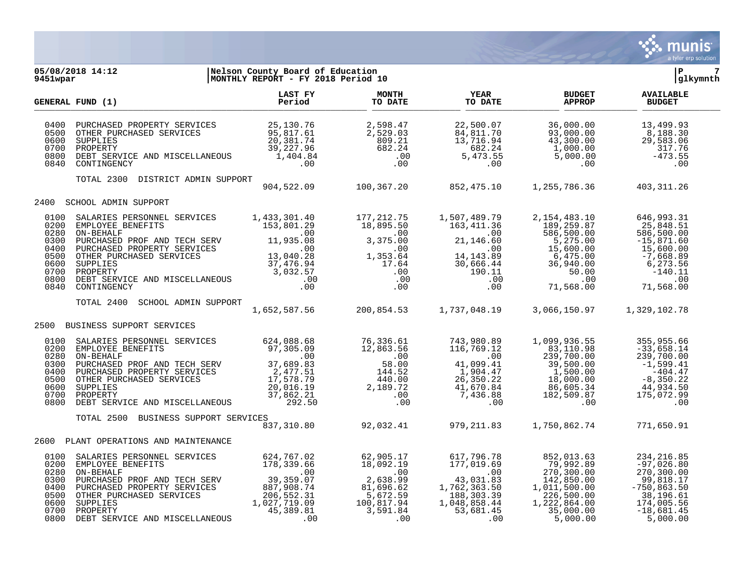**05/08/2018 14:12** | **Nelson County Board of Education** | **P 7**
**9451wpar** | **MONTHLY REPORT - FY 2018 Period 10** | **glkymnth**

| GENERAL FUND (1) | | LAST FY Period | MONTH TO DATE | YEAR TO DATE | BUDGET APPROP | AVAILABLE BUDGET |
|---|---|---|---|---|---|---|
| 0400 | PURCHASED PROPERTY SERVICES | 25,130.76 | 2,598.47 | 22,500.07 | 36,000.00 | 13,499.93 |
| 0500 | OTHER PURCHASED SERVICES | 95,817.61 | 2,529.03 | 84,811.70 | 93,000.00 | 8,188.30 |
| 0600 | SUPPLIES | 20,381.74 | 809.21 | 13,716.94 | 43,300.00 | 29,583.06 |
| 0700 | PROPERTY | 39,227.96 | 682.24 | 682.24 | 1,000.00 | 317.76 |
| 0800 | DEBT SERVICE AND MISCELLANEOUS | 1,404.84 | .00 | 5,473.55 | 5,000.00 | -473.55 |
| 0840 | CONTINGENCY | .00 | .00 | .00 | .00 | .00 |
| | TOTAL 2300 DISTRICT ADMIN SUPPORT | 904,522.09 | 100,367.20 | 852,475.10 | 1,255,786.36 | 403,311.26 |
| 2400 | SCHOOL ADMIN SUPPORT | | | | | |
| 0100 | SALARIES PERSONNEL SERVICES | 1,433,301.40 | 177,212.75 | 1,507,489.79 | 2,154,483.10 | 646,993.31 |
| 0200 | EMPLOYEE BENEFITS | 153,801.29 | 18,895.50 | 163,411.36 | 189,259.87 | 25,848.51 |
| 0280 | ON-BEHALF | .00 | .00 | .00 | 586,500.00 | 586,500.00 |
| 0300 | PURCHASED PROF AND TECH SERV | 11,935.08 | 3,375.00 | 21,146.60 | 5,275.00 | -15,871.60 |
| 0400 | PURCHASED PROPERTY SERVICES | .00 | .00 | .00 | 15,600.00 | 15,600.00 |
| 0500 | OTHER PURCHASED SERVICES | 13,040.28 | 1,353.64 | 14,143.89 | 6,475.00 | -7,668.89 |
| 0600 | SUPPLIES | 37,476.94 | 17.64 | 30,666.44 | 36,940.00 | 6,273.56 |
| 0700 | PROPERTY | 3,032.57 | .00 | 190.11 | 50.00 | -140.11 |
| 0800 | DEBT SERVICE AND MISCELLANEOUS | .00 | .00 | .00 | .00 | .00 |
| 0840 | CONTINGENCY | .00 | .00 | .00 | 71,568.00 | 71,568.00 |
| | TOTAL 2400 SCHOOL ADMIN SUPPORT | 1,652,587.56 | 200,854.53 | 1,737,048.19 | 3,066,150.97 | 1,329,102.78 |
| 2500 | BUSINESS SUPPORT SERVICES | | | | | |
| 0100 | SALARIES PERSONNEL SERVICES | 624,088.68 | 76,336.61 | 743,980.89 | 1,099,936.55 | 355,955.66 |
| 0200 | EMPLOYEE BENEFITS | 97,305.09 | 12,863.56 | 116,769.12 | 83,110.98 | -33,658.14 |
| 0280 | ON-BEHALF | .00 | .00 | .00 | 239,700.00 | 239,700.00 |
| 0300 | PURCHASED PROF AND TECH SERV | 37,689.83 | 58.00 | 41,099.41 | 39,500.00 | -1,599.41 |
| 0400 | PURCHASED PROPERTY SERVICES | 2,477.51 | 144.52 | 1,904.47 | 1,500.00 | -404.47 |
| 0500 | OTHER PURCHASED SERVICES | 17,578.79 | 440.00 | 26,350.22 | 18,000.00 | -8,350.22 |
| 0600 | SUPPLIES | 20,016.19 | 2,189.72 | 41,670.84 | 86,605.34 | 44,934.50 |
| 0700 | PROPERTY | 37,862.21 | .00 | 7,436.88 | 182,509.87 | 175,072.99 |
| 0800 | DEBT SERVICE AND MISCELLANEOUS | 292.50 | .00 | .00 | .00 | .00 |
| | TOTAL 2500 BUSINESS SUPPORT SERVICES | 837,310.80 | 92,032.41 | 979,211.83 | 1,750,862.74 | 771,650.91 |
| 2600 | PLANT OPERATIONS AND MAINTENANCE | | | | | |
| 0100 | SALARIES PERSONNEL SERVICES | 624,767.02 | 62,905.17 | 617,796.78 | 852,013.63 | 234,216.85 |
| 0200 | EMPLOYEE BENEFITS | 178,339.66 | 18,092.19 | 177,019.69 | 79,992.89 | -97,026.80 |
| 0280 | ON-BEHALF | .00 | .00 | .00 | 270,300.00 | 270,300.00 |
| 0300 | PURCHASED PROF AND TECH SERV | 39,359.07 | 2,638.99 | 43,031.83 | 142,850.00 | 99,818.17 |
| 0400 | PURCHASED PROPERTY SERVICES | 887,908.74 | 81,696.62 | 1,762,363.50 | 1,011,500.00 | -750,863.50 |
| 0500 | OTHER PURCHASED SERVICES | 206,552.31 | 5,672.59 | 188,303.39 | 226,500.00 | 38,196.61 |
| 0600 | SUPPLIES | 1,027,719.09 | 100,817.94 | 1,048,858.44 | 1,222,864.00 | 174,005.56 |
| 0700 | PROPERTY | 45,389.81 | 3,591.84 | 53,681.45 | 35,000.00 | -18,681.45 |
| 0800 | DEBT SERVICE AND MISCELLANEOUS | .00 | .00 | .00 | 5,000.00 | 5,000.00 |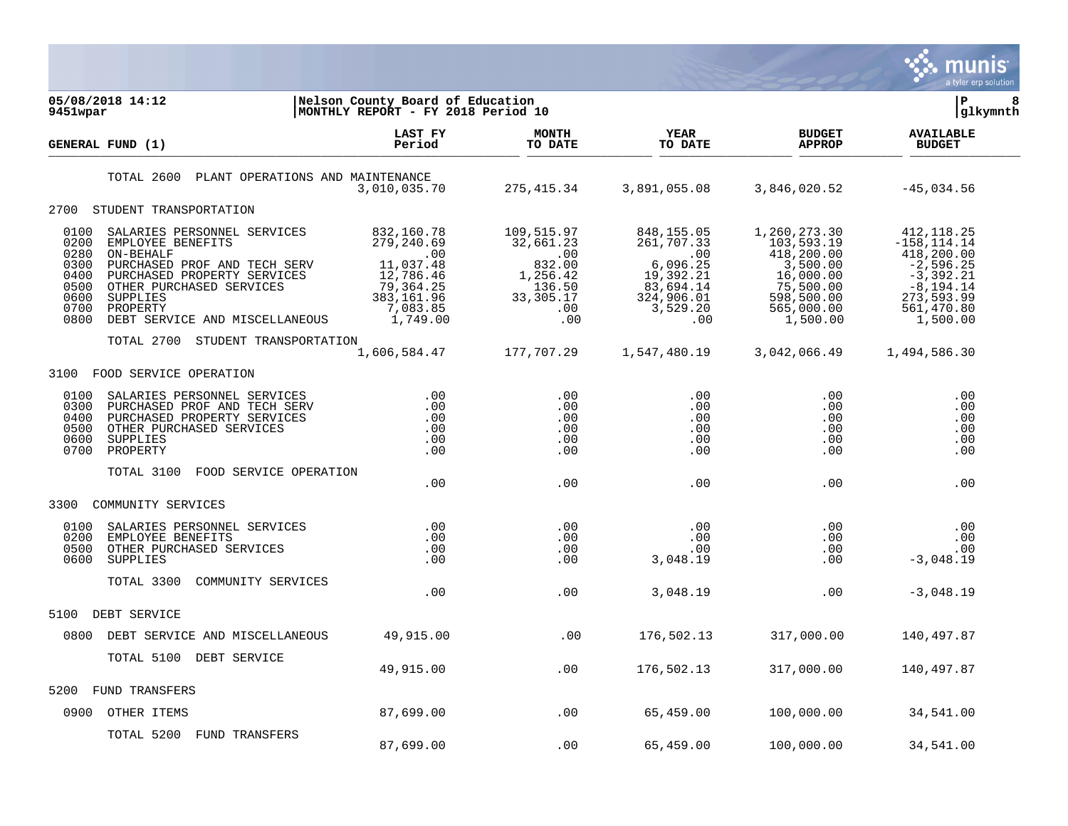**05/08/2018 14:12** | **Nelson County Board of Education**
**9451wpar** | **MONTHLY REPORT - FY 2018 Period 10**

glkymnth

| GENERAL FUND (1) | LAST FY Period | MONTH TO DATE | YEAR TO DATE | BUDGET APPROP | AVAILABLE BUDGET |
|---|---|---|---|---|---|
| TOTAL 2600 PLANT OPERATIONS AND MAINTENANCE | 3,010,035.70 | 275,415.34 | 3,891,055.08 | 3,846,020.52 | -45,034.56 |
| **2700 STUDENT TRANSPORTATION** | | | | | |
| 0100 SALARIES PERSONNEL SERVICES | 832,160.78 | 109,515.97 | 848,155.05 | 1,260,273.30 | 412,118.25 |
| 0200 EMPLOYEE BENEFITS | 279,240.69 | 32,661.23 | 261,707.33 | 103,593.19 | -158,114.14 |
| 0280 ON-BEHALF | .00 | .00 | .00 | 418,200.00 | 418,200.00 |
| 0300 PURCHASED PROF AND TECH SERV | 11,037.48 | 832.00 | 6,096.25 | 3,500.00 | -2,596.25 |
| 0400 PURCHASED PROPERTY SERVICES | 12,786.46 | 1,256.42 | 19,392.21 | 16,000.00 | -3,392.21 |
| 0500 OTHER PURCHASED SERVICES | 79,364.25 | 136.50 | 83,694.14 | 75,500.00 | -8,194.14 |
| 0600 SUPPLIES | 383,161.96 | 33,305.17 | 324,906.01 | 598,500.00 | 273,593.99 |
| 0700 PROPERTY | 7,083.85 | .00 | 3,529.20 | 565,000.00 | 561,470.80 |
| 0800 DEBT SERVICE AND MISCELLANEOUS | 1,749.00 | .00 | .00 | 1,500.00 | 1,500.00 |
| TOTAL 2700 STUDENT TRANSPORTATION | 1,606,584.47 | 177,707.29 | 1,547,480.19 | 3,042,066.49 | 1,494,586.30 |
| **3100 FOOD SERVICE OPERATION** | | | | | |
| 0100 SALARIES PERSONNEL SERVICES | .00 | .00 | .00 | .00 | .00 |
| 0300 PURCHASED PROF AND TECH SERV | .00 | .00 | .00 | .00 | .00 |
| 0400 PURCHASED PROPERTY SERVICES | .00 | .00 | .00 | .00 | .00 |
| 0500 OTHER PURCHASED SERVICES | .00 | .00 | .00 | .00 | .00 |
| 0600 SUPPLIES | .00 | .00 | .00 | .00 | .00 |
| 0700 PROPERTY | .00 | .00 | .00 | .00 | .00 |
| TOTAL 3100 FOOD SERVICE OPERATION | .00 | .00 | .00 | .00 | .00 |
| **3300 COMMUNITY SERVICES** | | | | | |
| 0100 SALARIES PERSONNEL SERVICES | .00 | .00 | .00 | .00 | .00 |
| 0200 EMPLOYEE BENEFITS | .00 | .00 | .00 | .00 | .00 |
| 0500 OTHER PURCHASED SERVICES | .00 | .00 | .00 | .00 | .00 |
| 0600 SUPPLIES | .00 | .00 | 3,048.19 | .00 | -3,048.19 |
| TOTAL 3300 COMMUNITY SERVICES | .00 | .00 | 3,048.19 | .00 | -3,048.19 |
| **5100 DEBT SERVICE** | | | | | |
| 0800 DEBT SERVICE AND MISCELLANEOUS | 49,915.00 | .00 | 176,502.13 | 317,000.00 | 140,497.87 |
| TOTAL 5100 DEBT SERVICE | 49,915.00 | .00 | 176,502.13 | 317,000.00 | 140,497.87 |
| **5200 FUND TRANSFERS** | | | | | |
| 0900 OTHER ITEMS | 87,699.00 | .00 | 65,459.00 | 100,000.00 | 34,541.00 |
| TOTAL 5200 FUND TRANSFERS | 87,699.00 | .00 | 65,459.00 | 100,000.00 | 34,541.00 |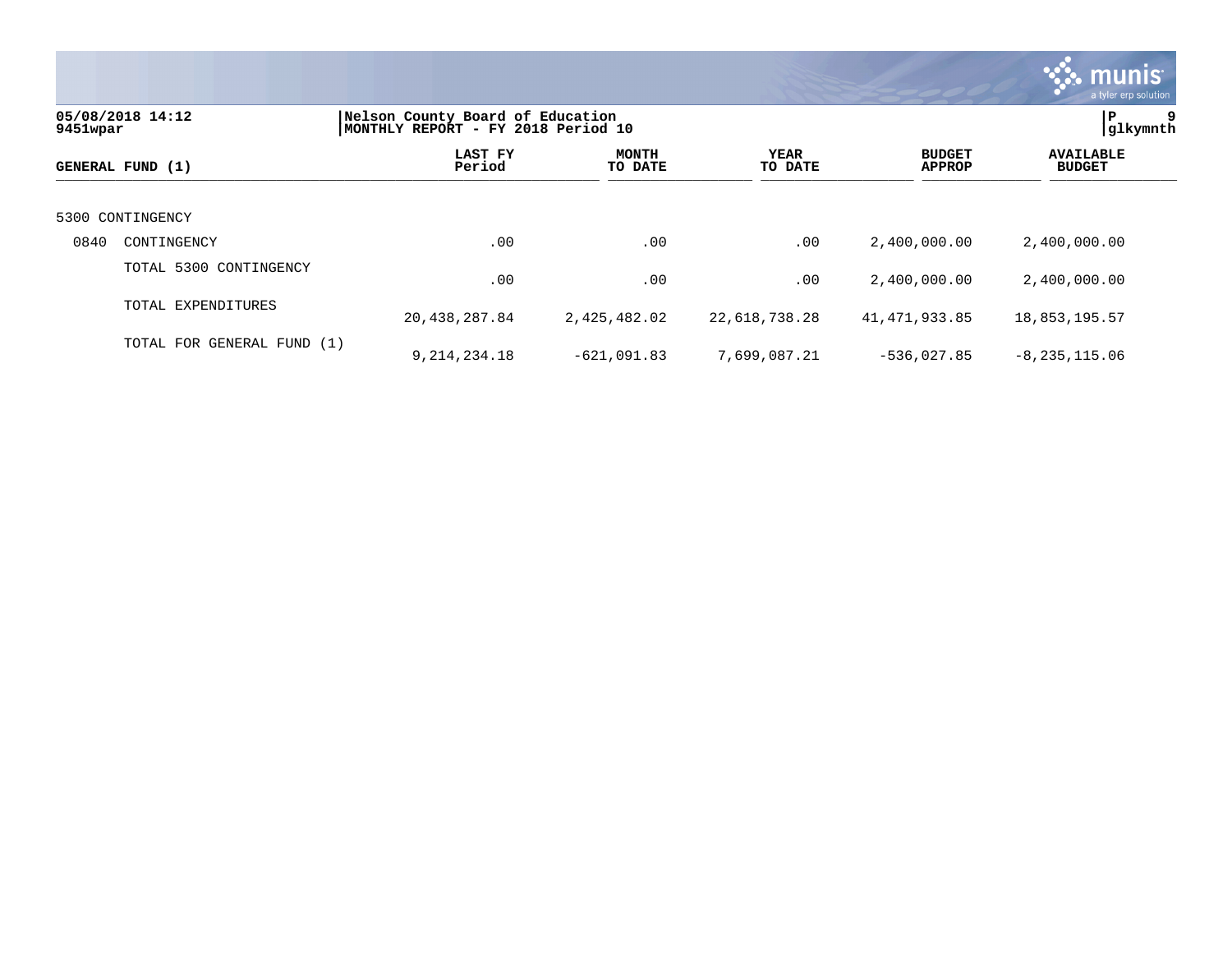**Nelson County Board of Education**
**MONTHLY REPORT - FY 2018 Period 10**

| GENERAL FUND (1) | LAST FY Period | MONTH TO DATE | YEAR TO DATE | BUDGET APPROP | AVAILABLE BUDGET |
|---|---|---|---|---|---|
| 5300 CONTINGENCY | | | | | |
| 0840 CONTINGENCY | .00 | .00 | .00 | 2,400,000.00 | 2,400,000.00 |
| TOTAL 5300 CONTINGENCY | .00 | .00 | .00 | 2,400,000.00 | 2,400,000.00 |
| TOTAL EXPENDITURES | 20,438,287.84 | 2,425,482.02 | 22,618,738.28 | 41,471,933.85 | 18,853,195.57 |
| TOTAL FOR GENERAL FUND (1) | 9,214,234.18 | -621,091.83 | 7,699,087.21 | -536,027.85 | -8,235,115.06 |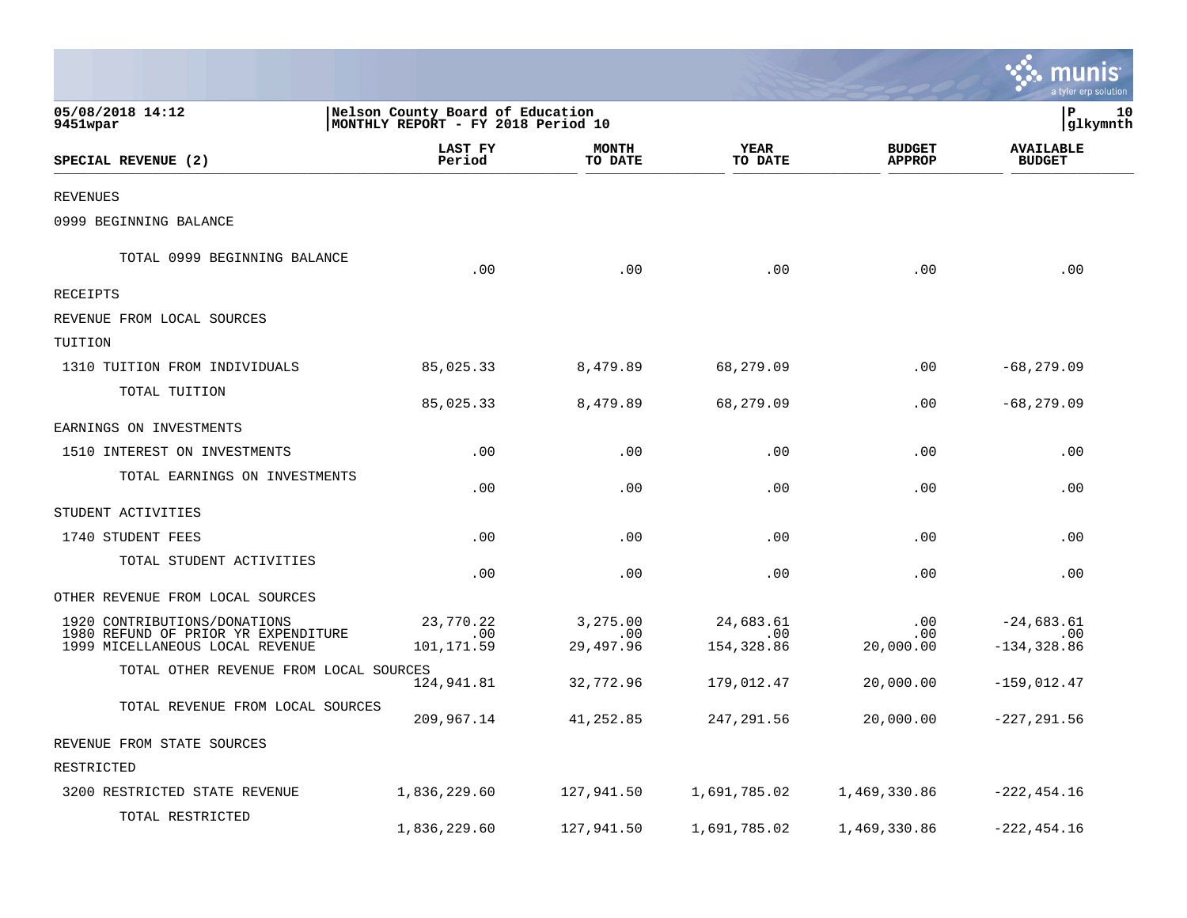05/08/2018 14:12
9451wpar

Nelson County Board of Education
MONTHLY REPORT - FY 2018 Period 10

P 10
glkymnth

| SPECIAL REVENUE (2) | LAST FY Period | MONTH TO DATE | YEAR TO DATE | BUDGET APPROP | AVAILABLE BUDGET |
|---|---|---|---|---|---|
| REVENUES | | | | | |
| 0999 BEGINNING BALANCE | | | | | |
| TOTAL 0999 BEGINNING BALANCE | .00 | .00 | .00 | .00 | .00 |
| RECEIPTS | | | | | |
| REVENUE FROM LOCAL SOURCES | | | | | |
| TUITION | | | | | |
| 1310 TUITION FROM INDIVIDUALS | 85,025.33 | 8,479.89 | 68,279.09 | .00 | -68,279.09 |
| TOTAL TUITION | 85,025.33 | 8,479.89 | 68,279.09 | .00 | -68,279.09 |
| EARNINGS ON INVESTMENTS | | | | | |
| 1510 INTEREST ON INVESTMENTS | .00 | .00 | .00 | .00 | .00 |
| TOTAL EARNINGS ON INVESTMENTS | .00 | .00 | .00 | .00 | .00 |
| STUDENT ACTIVITIES | | | | | |
| 1740 STUDENT FEES | .00 | .00 | .00 | .00 | .00 |
| TOTAL STUDENT ACTIVITIES | .00 | .00 | .00 | .00 | .00 |
| OTHER REVENUE FROM LOCAL SOURCES | | | | | |
| 1920 CONTRIBUTIONS/DONATIONS | 23,770.22 | 3,275.00 | 24,683.61 | .00 | -24,683.61 |
| 1980 REFUND OF PRIOR YR EXPENDITURE | .00 | .00 | .00 | .00 | .00 |
| 1999 MICELLANEOUS LOCAL REVENUE | 101,171.59 | 29,497.96 | 154,328.86 | 20,000.00 | -134,328.86 |
| TOTAL OTHER REVENUE FROM LOCAL SOURCES | 124,941.81 | 32,772.96 | 179,012.47 | 20,000.00 | -159,012.47 |
| TOTAL REVENUE FROM LOCAL SOURCES | 209,967.14 | 41,252.85 | 247,291.56 | 20,000.00 | -227,291.56 |
| REVENUE FROM STATE SOURCES | | | | | |
| RESTRICTED | | | | | |
| 3200 RESTRICTED STATE REVENUE | 1,836,229.60 | 127,941.50 | 1,691,785.02 | 1,469,330.86 | -222,454.16 |
| TOTAL RESTRICTED | 1,836,229.60 | 127,941.50 | 1,691,785.02 | 1,469,330.86 | -222,454.16 |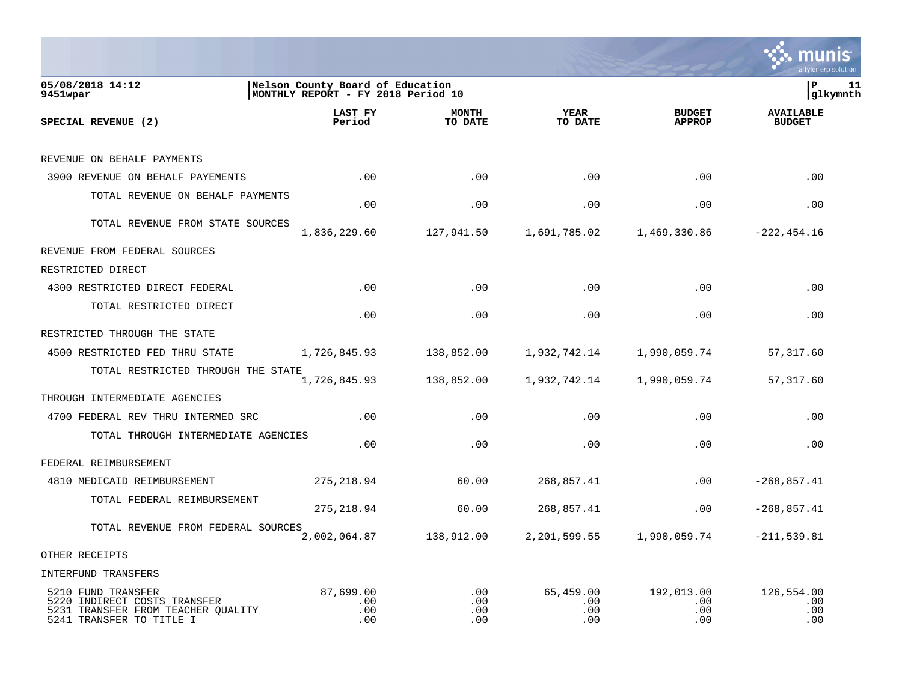05/08/2018 14:12
9451wpar

Nelson County Board of Education
MONTHLY REPORT - FY 2018 Period 10

glkymnth

| SPECIAL REVENUE (2) | LAST FY Period | MONTH TO DATE | YEAR TO DATE | BUDGET APPROP | AVAILABLE BUDGET |
|---|---|---|---|---|---|
| REVENUE ON BEHALF PAYMENTS | | | | | |
| 3900 REVENUE ON BEHALF PAYEMENTS | .00 | .00 | .00 | .00 | .00 |
| TOTAL REVENUE ON BEHALF PAYMENTS | .00 | .00 | .00 | .00 | .00 |
| TOTAL REVENUE FROM STATE SOURCES | 1,836,229.60 | 127,941.50 | 1,691,785.02 | 1,469,330.86 | -222,454.16 |
| REVENUE FROM FEDERAL SOURCES | | | | | |
| RESTRICTED DIRECT | | | | | |
| 4300 RESTRICTED DIRECT FEDERAL | .00 | .00 | .00 | .00 | .00 |
| TOTAL RESTRICTED DIRECT | .00 | .00 | .00 | .00 | .00 |
| RESTRICTED THROUGH THE STATE | | | | | |
| 4500 RESTRICTED FED THRU STATE | 1,726,845.93 | 138,852.00 | 1,932,742.14 | 1,990,059.74 | 57,317.60 |
| TOTAL RESTRICTED THROUGH THE STATE | 1,726,845.93 | 138,852.00 | 1,932,742.14 | 1,990,059.74 | 57,317.60 |
| THROUGH INTERMEDIATE AGENCIES | | | | | |
| 4700 FEDERAL REV THRU INTERMED SRC | .00 | .00 | .00 | .00 | .00 |
| TOTAL THROUGH INTERMEDIATE AGENCIES | .00 | .00 | .00 | .00 | .00 |
| FEDERAL REIMBURSEMENT | | | | | |
| 4810 MEDICAID REIMBURSEMENT | 275,218.94 | 60.00 | 268,857.41 | .00 | -268,857.41 |
| TOTAL FEDERAL REIMBURSEMENT | 275,218.94 | 60.00 | 268,857.41 | .00 | -268,857.41 |
| TOTAL REVENUE FROM FEDERAL SOURCES | 2,002,064.87 | 138,912.00 | 2,201,599.55 | 1,990,059.74 | -211,539.81 |
| OTHER RECEIPTS | | | | | |
| INTERFUND TRANSFERS | | | | | |
| 5210 FUND TRANSFER | 87,699.00 | .00 | 65,459.00 | 192,013.00 | 126,554.00 |
| 5220 INDIRECT COSTS TRANSFER | .00 | .00 | .00 | .00 | .00 |
| 5231 TRANSFER FROM TEACHER QUALITY | .00 | .00 | .00 | .00 | .00 |
| 5241 TRANSFER TO TITLE I | .00 | .00 | .00 | .00 | .00 |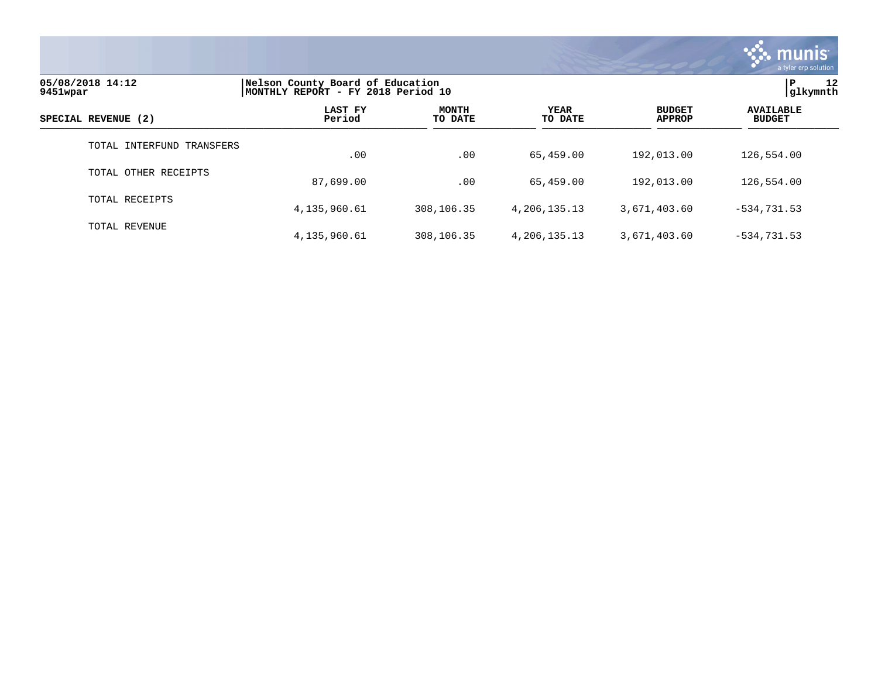05/08/2018 14:12
9451wpar

Nelson County Board of Education
MONTHLY REPORT - FY 2018 Period 10

| SPECIAL REVENUE (2) | LAST FY Period | MONTH TO DATE | YEAR TO DATE | BUDGET APPROP | AVAILABLE BUDGET |
|---|---|---|---|---|---|
| TOTAL INTERFUND TRANSFERS | .00 | .00 | 65,459.00 | 192,013.00 | 126,554.00 |
| TOTAL OTHER RECEIPTS | 87,699.00 | .00 | 65,459.00 | 192,013.00 | 126,554.00 |
| TOTAL RECEIPTS | 4,135,960.61 | 308,106.35 | 4,206,135.13 | 3,671,403.60 | -534,731.53 |
| TOTAL REVENUE | 4,135,960.61 | 308,106.35 | 4,206,135.13 | 3,671,403.60 | -534,731.53 |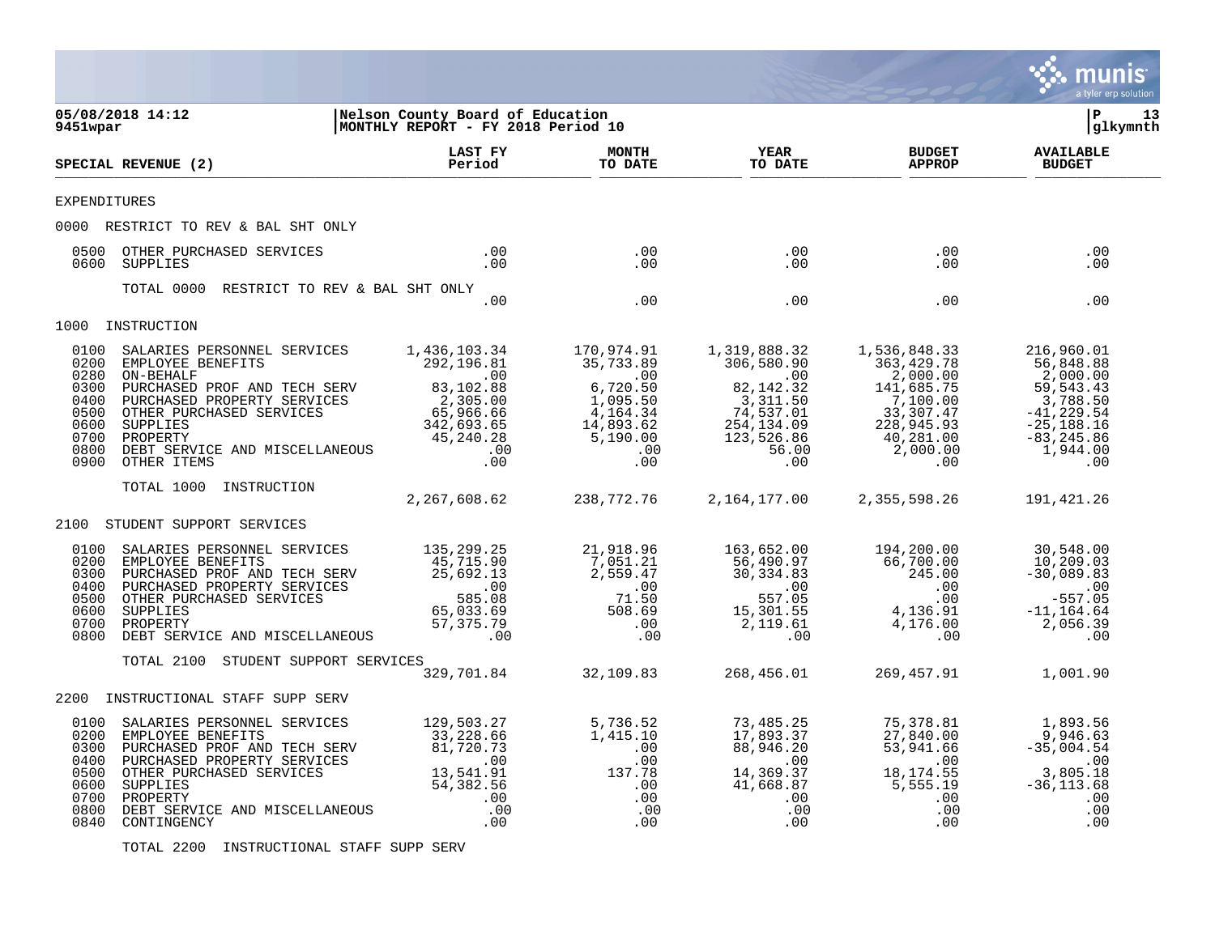**05/08/2018 14:12**
**9451wpar**

**Nelson County Board of Education**
**MONTHLY REPORT - FY 2018 Period 10**

**P 13**
**glkymnth**

| SPECIAL REVENUE (2) | LAST FY Period | MONTH TO DATE | YEAR TO DATE | BUDGET APPROP | AVAILABLE BUDGET |
|---|---|---|---|---|---|
| EXPENDITURES | | | | | |
| 0000 RESTRICT TO REV & BAL SHT ONLY | | | | | |
| 0500 OTHER PURCHASED SERVICES | .00 | .00 | .00 | .00 | .00 |
| 0600 SUPPLIES | .00 | .00 | .00 | .00 | .00 |
| TOTAL 0000 RESTRICT TO REV & BAL SHT ONLY | .00 | .00 | .00 | .00 | .00 |
| 1000 INSTRUCTION | | | | | |
| 0100 SALARIES PERSONNEL SERVICES | 1,436,103.34 | 170,974.91 | 1,319,888.32 | 1,536,848.33 | 216,960.01 |
| 0200 EMPLOYEE BENEFITS | 292,196.81 | 35,733.89 | 306,580.90 | 363,429.78 | 56,848.88 |
| 0280 ON-BEHALF | .00 | .00 | .00 | 2,000.00 | 2,000.00 |
| 0300 PURCHASED PROF AND TECH SERV | 83,102.88 | 6,720.50 | 82,142.32 | 141,685.75 | 59,543.43 |
| 0400 PURCHASED PROPERTY SERVICES | 2,305.00 | 1,095.50 | 3,311.50 | 7,100.00 | 3,788.50 |
| 0500 OTHER PURCHASED SERVICES | 65,966.66 | 4,164.34 | 74,537.01 | 33,307.47 | -41,229.54 |
| 0600 SUPPLIES | 342,693.65 | 14,893.62 | 254,134.09 | 228,945.93 | -25,188.16 |
| 0700 PROPERTY | 45,240.28 | 5,190.00 | 123,526.86 | 40,281.00 | -83,245.86 |
| 0800 DEBT SERVICE AND MISCELLANEOUS | .00 | .00 | 56.00 | 2,000.00 | 1,944.00 |
| 0900 OTHER ITEMS | .00 | .00 | .00 | .00 | .00 |
| TOTAL 1000 INSTRUCTION | 2,267,608.62 | 238,772.76 | 2,164,177.00 | 2,355,598.26 | 191,421.26 |
| 2100 STUDENT SUPPORT SERVICES | | | | | |
| 0100 SALARIES PERSONNEL SERVICES | 135,299.25 | 21,918.96 | 163,652.00 | 194,200.00 | 30,548.00 |
| 0200 EMPLOYEE BENEFITS | 45,715.90 | 7,051.21 | 56,490.97 | 66,700.00 | 10,209.03 |
| 0300 PURCHASED PROF AND TECH SERV | 25,692.13 | 2,559.47 | 30,334.83 | 245.00 | -30,089.83 |
| 0400 PURCHASED PROPERTY SERVICES | .00 | .00 | .00 | .00 | .00 |
| 0500 OTHER PURCHASED SERVICES | 585.08 | 71.50 | 557.05 | .00 | -557.05 |
| 0600 SUPPLIES | 65,033.69 | 508.69 | 15,301.55 | 4,136.91 | -11,164.64 |
| 0700 PROPERTY | 57,375.79 | .00 | 2,119.61 | 4,176.00 | 2,056.39 |
| 0800 DEBT SERVICE AND MISCELLANEOUS | .00 | .00 | .00 | .00 | .00 |
| TOTAL 2100 STUDENT SUPPORT SERVICES | 329,701.84 | 32,109.83 | 268,456.01 | 269,457.91 | 1,001.90 |
| 2200 INSTRUCTIONAL STAFF SUPP SERV | | | | | |
| 0100 SALARIES PERSONNEL SERVICES | 129,503.27 | 5,736.52 | 73,485.25 | 75,378.81 | 1,893.56 |
| 0200 EMPLOYEE BENEFITS | 33,228.66 | 1,415.10 | 17,893.37 | 27,840.00 | 9,946.63 |
| 0300 PURCHASED PROF AND TECH SERV | 81,720.73 | .00 | 88,946.20 | 53,941.66 | -35,004.54 |
| 0400 PURCHASED PROPERTY SERVICES | .00 | .00 | .00 | .00 | .00 |
| 0500 OTHER PURCHASED SERVICES | 13,541.91 | 137.78 | 14,369.37 | 18,174.55 | 3,805.18 |
| 0600 SUPPLIES | 54,382.56 | .00 | 41,668.87 | 5,555.19 | -36,113.68 |
| 0700 PROPERTY | .00 | .00 | .00 | .00 | .00 |
| 0800 DEBT SERVICE AND MISCELLANEOUS | .00 | .00 | .00 | .00 | .00 |
| 0840 CONTINGENCY | .00 | .00 | .00 | .00 | .00 |
| TOTAL 2200 INSTRUCTIONAL STAFF SUPP SERV | | | | | |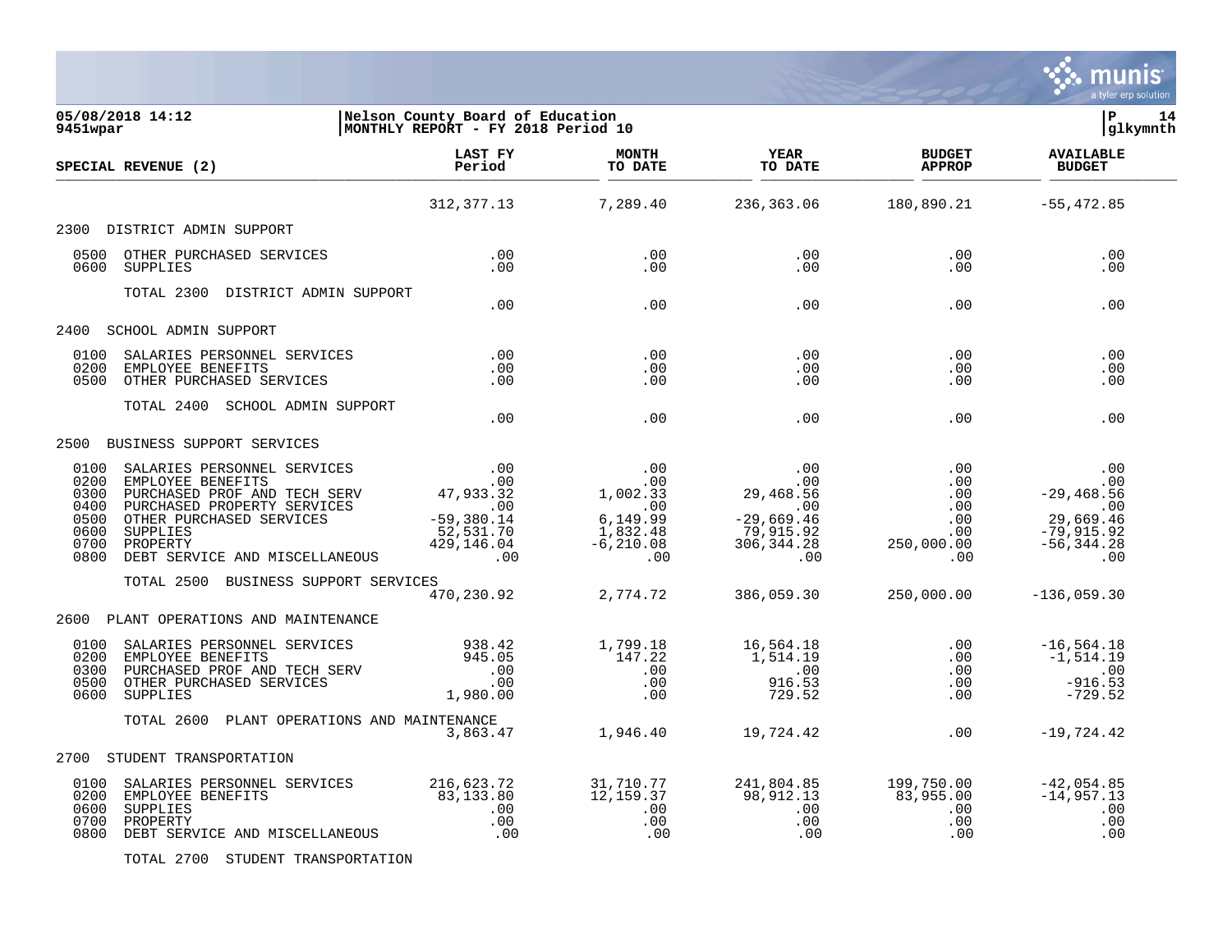05/08/2018 14:12 | Nelson County Board of Education | P 14
9451wpar | MONTHLY REPORT - FY 2018 Period 10 | glkymnth

| SPECIAL REVENUE (2) | LAST FY Period | MONTH TO DATE | YEAR TO DATE | BUDGET APPROP | AVAILABLE BUDGET |
|---|---|---|---|---|---|
| | 312,377.13 | 7,289.40 | 236,363.06 | 180,890.21 | -55,472.85 |
| **2300 DISTRICT ADMIN SUPPORT** | | | | | |
| 0500 OTHER PURCHASED SERVICES | .00 | .00 | .00 | .00 | .00 |
| 0600 SUPPLIES | .00 | .00 | .00 | .00 | .00 |
| TOTAL 2300 DISTRICT ADMIN SUPPORT | .00 | .00 | .00 | .00 | .00 |
| **2400 SCHOOL ADMIN SUPPORT** | | | | | |
| 0100 SALARIES PERSONNEL SERVICES | .00 | .00 | .00 | .00 | .00 |
| 0200 EMPLOYEE BENEFITS | .00 | .00 | .00 | .00 | .00 |
| 0500 OTHER PURCHASED SERVICES | .00 | .00 | .00 | .00 | .00 |
| TOTAL 2400 SCHOOL ADMIN SUPPORT | .00 | .00 | .00 | .00 | .00 |
| **2500 BUSINESS SUPPORT SERVICES** | | | | | |
| 0100 SALARIES PERSONNEL SERVICES | .00 | .00 | .00 | .00 | .00 |
| 0200 EMPLOYEE BENEFITS | .00 | .00 | .00 | .00 | .00 |
| 0300 PURCHASED PROF AND TECH SERV | 47,933.32 | 1,002.33 | 29,468.56 | .00 | -29,468.56 |
| 0400 PURCHASED PROPERTY SERVICES | .00 | .00 | .00 | .00 | .00 |
| 0500 OTHER PURCHASED SERVICES | -59,380.14 | 6,149.99 | -29,669.46 | .00 | 29,669.46 |
| 0600 SUPPLIES | 52,531.70 | 1,832.48 | 79,915.92 | .00 | -79,915.92 |
| 0700 PROPERTY | 429,146.04 | -6,210.08 | 306,344.28 | 250,000.00 | -56,344.28 |
| 0800 DEBT SERVICE AND MISCELLANEOUS | .00 | .00 | .00 | .00 | .00 |
| TOTAL 2500 BUSINESS SUPPORT SERVICES | 470,230.92 | 2,774.72 | 386,059.30 | 250,000.00 | -136,059.30 |
| **2600 PLANT OPERATIONS AND MAINTENANCE** | | | | | |
| 0100 SALARIES PERSONNEL SERVICES | 938.42 | 1,799.18 | 16,564.18 | .00 | -16,564.18 |
| 0200 EMPLOYEE BENEFITS | 945.05 | 147.22 | 1,514.19 | .00 | -1,514.19 |
| 0300 PURCHASED PROF AND TECH SERV | .00 | .00 | .00 | .00 | .00 |
| 0500 OTHER PURCHASED SERVICES | .00 | .00 | 916.53 | .00 | -916.53 |
| 0600 SUPPLIES | 1,980.00 | .00 | 729.52 | .00 | -729.52 |
| TOTAL 2600 PLANT OPERATIONS AND MAINTENANCE | 3,863.47 | 1,946.40 | 19,724.42 | .00 | -19,724.42 |
| **2700 STUDENT TRANSPORTATION** | | | | | |
| 0100 SALARIES PERSONNEL SERVICES | 216,623.72 | 31,710.77 | 241,804.85 | 199,750.00 | -42,054.85 |
| 0200 EMPLOYEE BENEFITS | 83,133.80 | 12,159.37 | 98,912.13 | 83,955.00 | -14,957.13 |
| 0600 SUPPLIES | .00 | .00 | .00 | .00 | .00 |
| 0700 PROPERTY | .00 | .00 | .00 | .00 | .00 |
| 0800 DEBT SERVICE AND MISCELLANEOUS | .00 | .00 | .00 | .00 | .00 |
| TOTAL 2700 STUDENT TRANSPORTATION | | | | | |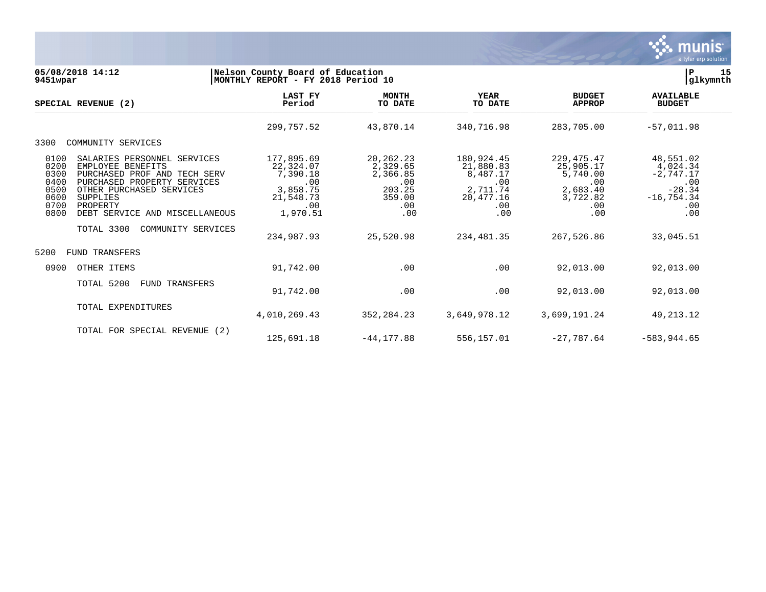**05/08/2018 14:12**
**9451wpar**

**Nelson County Board of Education**
**MONTHLY REPORT - FY 2018 Period 10**

| SPECIAL REVENUE (2) | | LAST FY Period | MONTH TO DATE | YEAR TO DATE | BUDGET APPROP | AVAILABLE BUDGET |
|---|---|---|---|---|---|---|
| | | 299,757.52 | 43,870.14 | 340,716.98 | 283,705.00 | -57,011.98 |
| 3300 | COMMUNITY SERVICES | | | | | |
| 0100 | SALARIES PERSONNEL SERVICES | 177,895.69 | 20,262.23 | 180,924.45 | 229,475.47 | 48,551.02 |
| 0200 | EMPLOYEE BENEFITS | 22,324.07 | 2,329.65 | 21,880.83 | 25,905.17 | 4,024.34 |
| 0300 | PURCHASED PROF AND TECH SERV | 7,390.18 | 2,366.85 | 8,487.17 | 5,740.00 | -2,747.17 |
| 0400 | PURCHASED PROPERTY SERVICES | .00 | .00 | .00 | .00 | .00 |
| 0500 | OTHER PURCHASED SERVICES | 3,858.75 | 203.25 | 2,711.74 | 2,683.40 | -28.34 |
| 0600 | SUPPLIES | 21,548.73 | 359.00 | 20,477.16 | 3,722.82 | -16,754.34 |
| 0700 | PROPERTY | .00 | .00 | .00 | .00 | .00 |
| 0800 | DEBT SERVICE AND MISCELLANEOUS | 1,970.51 | .00 | .00 | .00 | .00 |
| | TOTAL 3300 COMMUNITY SERVICES | 234,987.93 | 25,520.98 | 234,481.35 | 267,526.86 | 33,045.51 |
| 5200 | FUND TRANSFERS | | | | | |
| 0900 | OTHER ITEMS | 91,742.00 | .00 | .00 | 92,013.00 | 92,013.00 |
| | TOTAL 5200 FUND TRANSFERS | 91,742.00 | .00 | .00 | 92,013.00 | 92,013.00 |
| | TOTAL EXPENDITURES | 4,010,269.43 | 352,284.23 | 3,649,978.12 | 3,699,191.24 | 49,213.12 |
| | TOTAL FOR SPECIAL REVENUE (2) | 125,691.18 | -44,177.88 | 556,157.01 | -27,787.64 | -583,944.65 |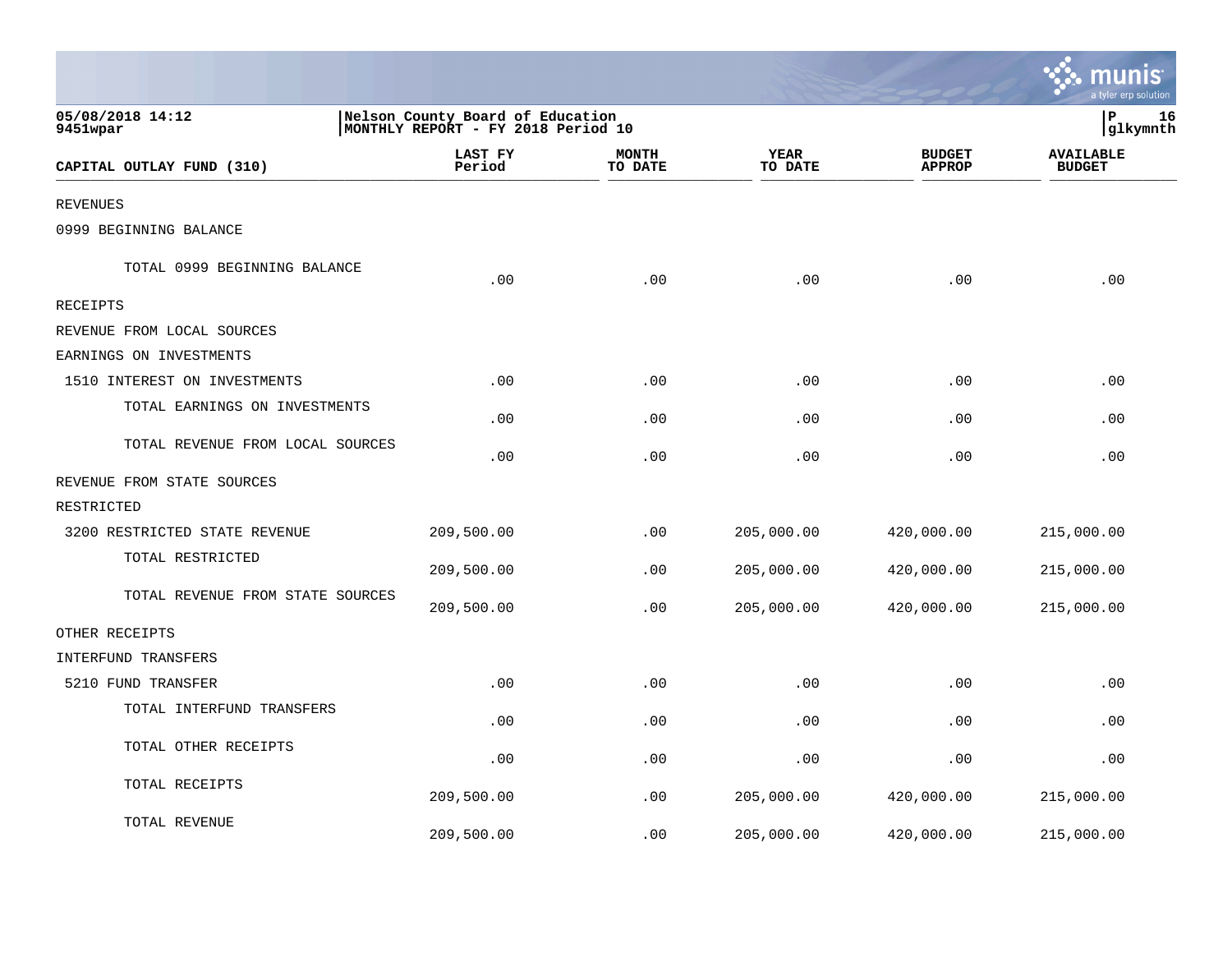05/08/2018 14:12
9451wpar

Nelson County Board of Education
MONTHLY REPORT - FY 2018 Period 10

P 16
glkymnth

| CAPITAL OUTLAY FUND (310) | LAST FY Period | MONTH TO DATE | YEAR TO DATE | BUDGET APPROP | AVAILABLE BUDGET |
|---|---|---|---|---|---|
| REVENUES | | | | | |
| 0999 BEGINNING BALANCE | | | | | |
| TOTAL 0999 BEGINNING BALANCE | .00 | .00 | .00 | .00 | .00 |
| RECEIPTS | | | | | |
| REVENUE FROM LOCAL SOURCES | | | | | |
| EARNINGS ON INVESTMENTS | | | | | |
| 1510 INTEREST ON INVESTMENTS | .00 | .00 | .00 | .00 | .00 |
| TOTAL EARNINGS ON INVESTMENTS | .00 | .00 | .00 | .00 | .00 |
| TOTAL REVENUE FROM LOCAL SOURCES | .00 | .00 | .00 | .00 | .00 |
| REVENUE FROM STATE SOURCES | | | | | |
| RESTRICTED | | | | | |
| 3200 RESTRICTED STATE REVENUE | 209,500.00 | .00 | 205,000.00 | 420,000.00 | 215,000.00 |
| TOTAL RESTRICTED | 209,500.00 | .00 | 205,000.00 | 420,000.00 | 215,000.00 |
| TOTAL REVENUE FROM STATE SOURCES | 209,500.00 | .00 | 205,000.00 | 420,000.00 | 215,000.00 |
| OTHER RECEIPTS | | | | | |
| INTERFUND TRANSFERS | | | | | |
| 5210 FUND TRANSFER | .00 | .00 | .00 | .00 | .00 |
| TOTAL INTERFUND TRANSFERS | .00 | .00 | .00 | .00 | .00 |
| TOTAL OTHER RECEIPTS | .00 | .00 | .00 | .00 | .00 |
| TOTAL RECEIPTS | 209,500.00 | .00 | 205,000.00 | 420,000.00 | 215,000.00 |
| TOTAL REVENUE | 209,500.00 | .00 | 205,000.00 | 420,000.00 | 215,000.00 |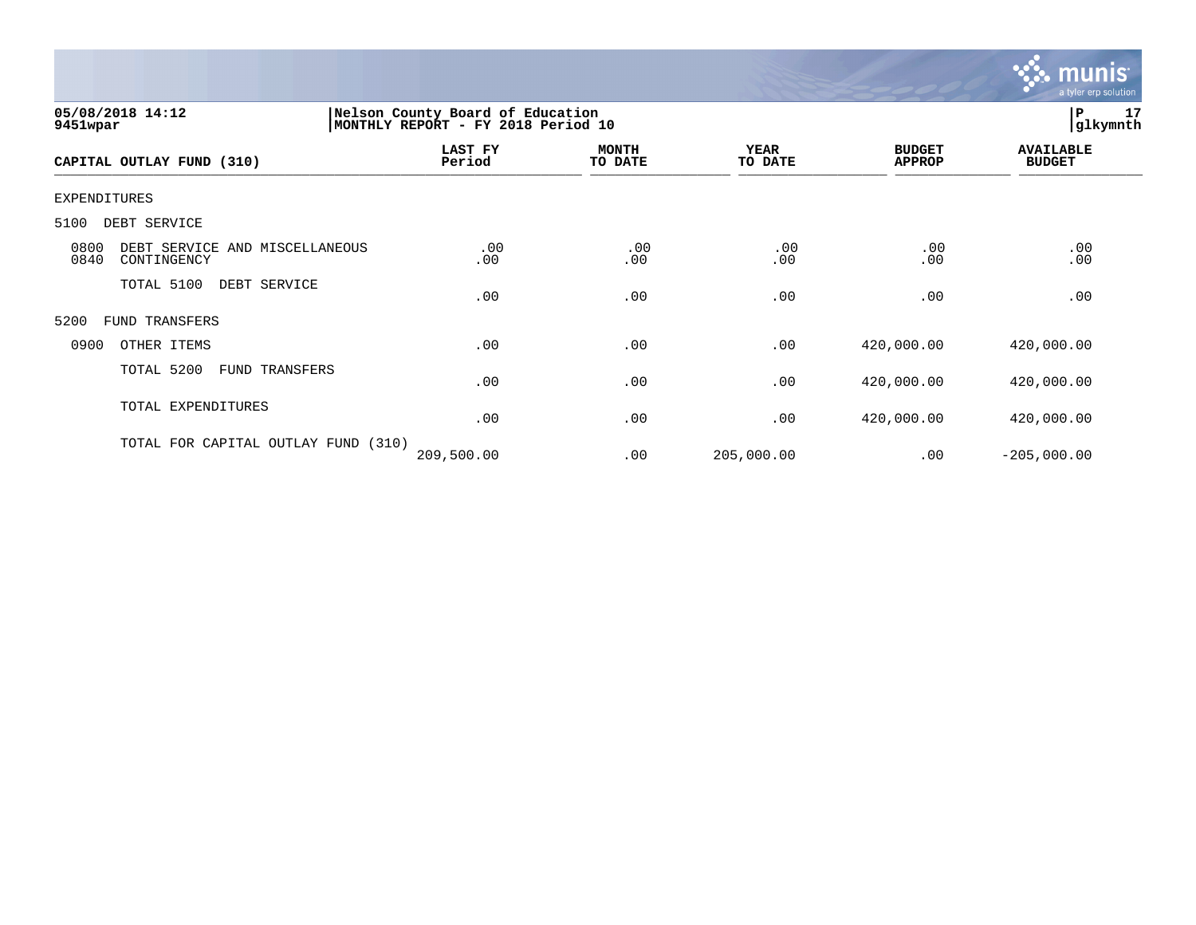05/08/2018 14:12
9451wpar

Nelson County Board of Education
MONTHLY REPORT - FY 2018 Period 10

| CAPITAL OUTLAY FUND (310) | LAST FY Period | MONTH TO DATE | YEAR TO DATE | BUDGET APPROP | AVAILABLE BUDGET |
|---|---|---|---|---|---|
| EXPENDITURES | | | | | |
| 5100 DEBT SERVICE | | | | | |
| 0800 DEBT SERVICE AND MISCELLANEOUS | .00 | .00 | .00 | .00 | .00 |
| 0840 CONTINGENCY | .00 | .00 | .00 | .00 | .00 |
| TOTAL 5100 DEBT SERVICE | .00 | .00 | .00 | .00 | .00 |
| 5200 FUND TRANSFERS | | | | | |
| 0900 OTHER ITEMS | .00 | .00 | .00 | 420,000.00 | 420,000.00 |
| TOTAL 5200 FUND TRANSFERS | .00 | .00 | .00 | 420,000.00 | 420,000.00 |
| TOTAL EXPENDITURES | .00 | .00 | .00 | 420,000.00 | 420,000.00 |
| TOTAL FOR CAPITAL OUTLAY FUND (310) | 209,500.00 | .00 | 205,000.00 | .00 | -205,000.00 |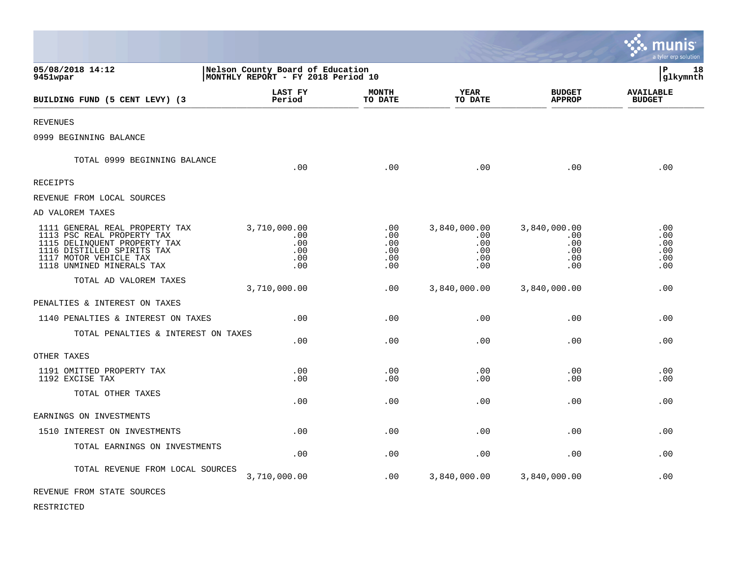05/08/2018 14:12
9451wpar

Nelson County Board of Education
MONTHLY REPORT - FY 2018 Period 10

| BUILDING FUND (5 CENT LEVY) (3 | LAST FY Period | MONTH TO DATE | YEAR TO DATE | BUDGET APPROP | AVAILABLE BUDGET |
|---|---|---|---|---|---|
| REVENUES | | | | | |
| 0999 BEGINNING BALANCE | | | | | |
| TOTAL 0999 BEGINNING BALANCE | .00 | .00 | .00 | .00 | .00 |
| RECEIPTS | | | | | |
| REVENUE FROM LOCAL SOURCES | | | | | |
| AD VALOREM TAXES | | | | | |
| 1111 GENERAL REAL PROPERTY TAX | 3,710,000.00 | .00 | 3,840,000.00 | 3,840,000.00 | .00 |
| 1113 PSC REAL PROPERTY TAX | .00 | .00 | .00 | .00 | .00 |
| 1115 DELINQUENT PROPERTY TAX | .00 | .00 | .00 | .00 | .00 |
| 1116 DISTILLED SPIRITS TAX | .00 | .00 | .00 | .00 | .00 |
| 1117 MOTOR VEHICLE TAX | .00 | .00 | .00 | .00 | .00 |
| 1118 UNMINED MINERALS TAX | .00 | .00 | .00 | .00 | .00 |
| TOTAL AD VALOREM TAXES | 3,710,000.00 | .00 | 3,840,000.00 | 3,840,000.00 | .00 |
| PENALTIES & INTEREST ON TAXES | | | | | |
| 1140 PENALTIES & INTEREST ON TAXES | .00 | .00 | .00 | .00 | .00 |
| TOTAL PENALTIES & INTEREST ON TAXES | .00 | .00 | .00 | .00 | .00 |
| OTHER TAXES | | | | | |
| 1191 OMITTED PROPERTY TAX | .00 | .00 | .00 | .00 | .00 |
| 1192 EXCISE TAX | .00 | .00 | .00 | .00 | .00 |
| TOTAL OTHER TAXES | .00 | .00 | .00 | .00 | .00 |
| EARNINGS ON INVESTMENTS | | | | | |
| 1510 INTEREST ON INVESTMENTS | .00 | .00 | .00 | .00 | .00 |
| TOTAL EARNINGS ON INVESTMENTS | .00 | .00 | .00 | .00 | .00 |
| TOTAL REVENUE FROM LOCAL SOURCES | 3,710,000.00 | .00 | 3,840,000.00 | 3,840,000.00 | .00 |
| REVENUE FROM STATE SOURCES | | | | | |
| RESTRICTED | | | | | |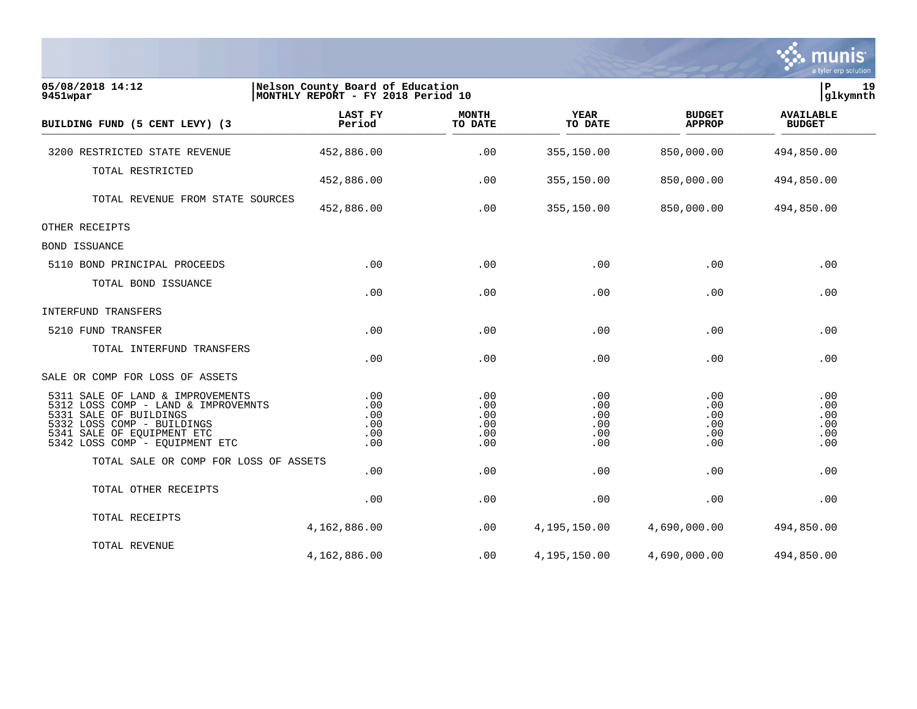05/08/2018 14:12 | Nelson County Board of Education | P 19
9451wpar | MONTHLY REPORT - FY 2018 Period 10 | glkymnth

| BUILDING FUND (5 CENT LEVY) (3 | LAST FY Period | MONTH TO DATE | YEAR TO DATE | BUDGET APPROP | AVAILABLE BUDGET |
|---|---|---|---|---|---|
| 3200 RESTRICTED STATE REVENUE | 452,886.00 | .00 | 355,150.00 | 850,000.00 | 494,850.00 |
| TOTAL RESTRICTED | 452,886.00 | .00 | 355,150.00 | 850,000.00 | 494,850.00 |
| TOTAL REVENUE FROM STATE SOURCES | 452,886.00 | .00 | 355,150.00 | 850,000.00 | 494,850.00 |
| OTHER RECEIPTS | | | | | |
| BOND ISSUANCE | | | | | |
| 5110 BOND PRINCIPAL PROCEEDS | .00 | .00 | .00 | .00 | .00 |
| TOTAL BOND ISSUANCE | .00 | .00 | .00 | .00 | .00 |
| INTERFUND TRANSFERS | | | | | |
| 5210 FUND TRANSFER | .00 | .00 | .00 | .00 | .00 |
| TOTAL INTERFUND TRANSFERS | .00 | .00 | .00 | .00 | .00 |
| SALE OR COMP FOR LOSS OF ASSETS | | | | | |
| 5311 SALE OF LAND & IMPROVEMENTS | .00 | .00 | .00 | .00 | .00 |
| 5312 LOSS COMP - LAND & IMPROVEMNTS | .00 | .00 | .00 | .00 | .00 |
| 5331 SALE OF BUILDINGS | .00 | .00 | .00 | .00 | .00 |
| 5332 LOSS COMP - BUILDINGS | .00 | .00 | .00 | .00 | .00 |
| 5341 SALE OF EQUIPMENT ETC | .00 | .00 | .00 | .00 | .00 |
| 5342 LOSS COMP - EQUIPMENT ETC | .00 | .00 | .00 | .00 | .00 |
| TOTAL SALE OR COMP FOR LOSS OF ASSETS | .00 | .00 | .00 | .00 | .00 |
| TOTAL OTHER RECEIPTS | .00 | .00 | .00 | .00 | .00 |
| TOTAL RECEIPTS | 4,162,886.00 | .00 | 4,195,150.00 | 4,690,000.00 | 494,850.00 |
| TOTAL REVENUE | 4,162,886.00 | .00 | 4,195,150.00 | 4,690,000.00 | 494,850.00 |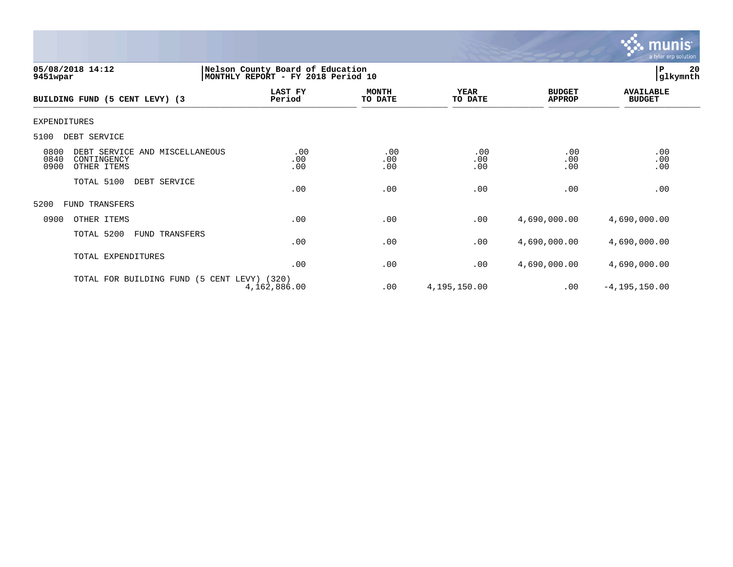05/08/2018 14:12
9451wpar

Nelson County Board of Education
MONTHLY REPORT - FY 2018 Period 10

glkymnth

| BUILDING FUND (5 CENT LEVY) (3 | LAST FY Period | MONTH TO DATE | YEAR TO DATE | BUDGET APPROP | AVAILABLE BUDGET |
|---|---|---|---|---|---|
| EXPENDITURES | | | | | |
| 5100 DEBT SERVICE | | | | | |
| 0800 DEBT SERVICE AND MISCELLANEOUS | .00 | .00 | .00 | .00 | .00 |
| 0840 CONTINGENCY | .00 | .00 | .00 | .00 | .00 |
| 0900 OTHER ITEMS | .00 | .00 | .00 | .00 | .00 |
| TOTAL 5100 DEBT SERVICE | .00 | .00 | .00 | .00 | .00 |
| 5200 FUND TRANSFERS | | | | | |
| 0900 OTHER ITEMS | .00 | .00 | .00 | 4,690,000.00 | 4,690,000.00 |
| TOTAL 5200 FUND TRANSFERS | .00 | .00 | .00 | 4,690,000.00 | 4,690,000.00 |
| TOTAL EXPENDITURES | .00 | .00 | .00 | 4,690,000.00 | 4,690,000.00 |
| TOTAL FOR BUILDING FUND (5 CENT LEVY) (320) | 4,162,886.00 | .00 | 4,195,150.00 | .00 | -4,195,150.00 |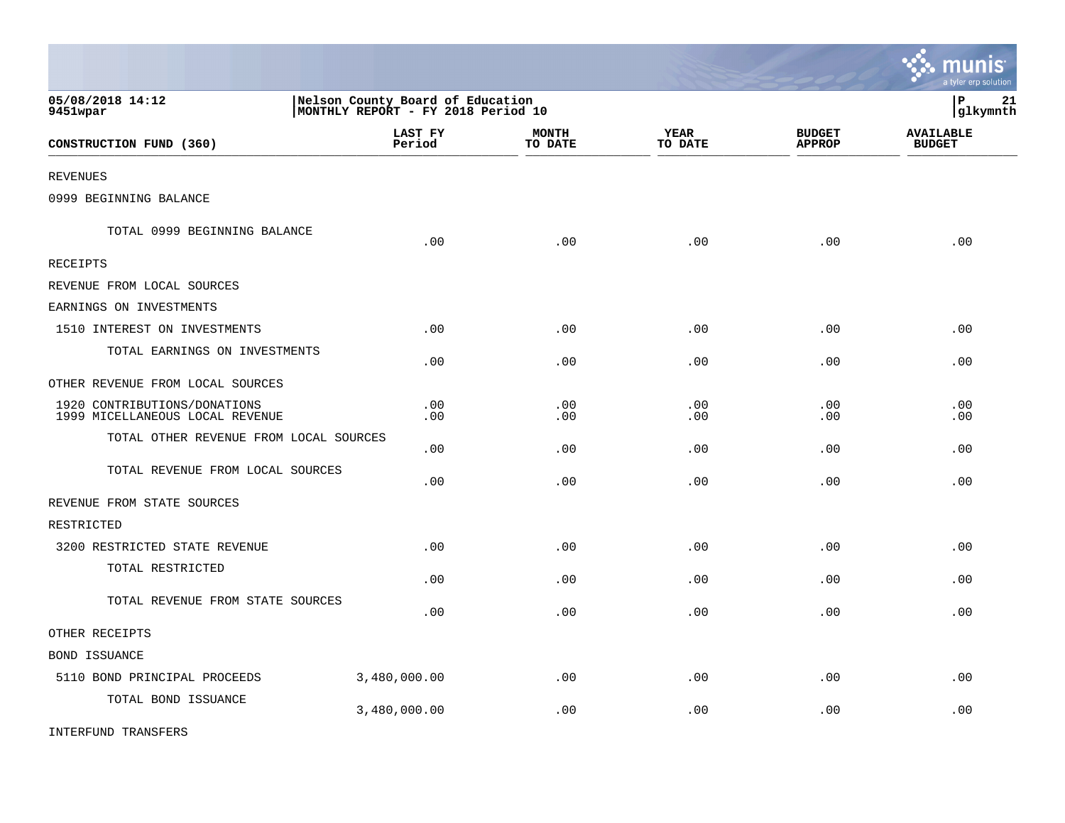05/08/2018 14:12
9451wpar

Nelson County Board of Education
MONTHLY REPORT - FY 2018 Period 10

glkymnth

| CONSTRUCTION FUND (360) | LAST FY Period | MONTH TO DATE | YEAR TO DATE | BUDGET APPROP | AVAILABLE BUDGET |
|---|---|---|---|---|---|
| REVENUES | | | | | |
| 0999 BEGINNING BALANCE | | | | | |
| TOTAL 0999 BEGINNING BALANCE | .00 | .00 | .00 | .00 | .00 |
| RECEIPTS | | | | | |
| REVENUE FROM LOCAL SOURCES | | | | | |
| EARNINGS ON INVESTMENTS | | | | | |
| 1510 INTEREST ON INVESTMENTS | .00 | .00 | .00 | .00 | .00 |
| TOTAL EARNINGS ON INVESTMENTS | .00 | .00 | .00 | .00 | .00 |
| OTHER REVENUE FROM LOCAL SOURCES | | | | | |
| 1920 CONTRIBUTIONS/DONATIONS | .00 | .00 | .00 | .00 | .00 |
| 1999 MICELLANEOUS LOCAL REVENUE | .00 | .00 | .00 | .00 | .00 |
| TOTAL OTHER REVENUE FROM LOCAL SOURCES | .00 | .00 | .00 | .00 | .00 |
| TOTAL REVENUE FROM LOCAL SOURCES | .00 | .00 | .00 | .00 | .00 |
| REVENUE FROM STATE SOURCES | | | | | |
| RESTRICTED | | | | | |
| 3200 RESTRICTED STATE REVENUE | .00 | .00 | .00 | .00 | .00 |
| TOTAL RESTRICTED | .00 | .00 | .00 | .00 | .00 |
| TOTAL REVENUE FROM STATE SOURCES | .00 | .00 | .00 | .00 | .00 |
| OTHER RECEIPTS | | | | | |
| BOND ISSUANCE | | | | | |
| 5110 BOND PRINCIPAL PROCEEDS | 3,480,000.00 | .00 | .00 | .00 | .00 |
| TOTAL BOND ISSUANCE | 3,480,000.00 | .00 | .00 | .00 | .00 |
| INTERFUND TRANSFERS | | | | | |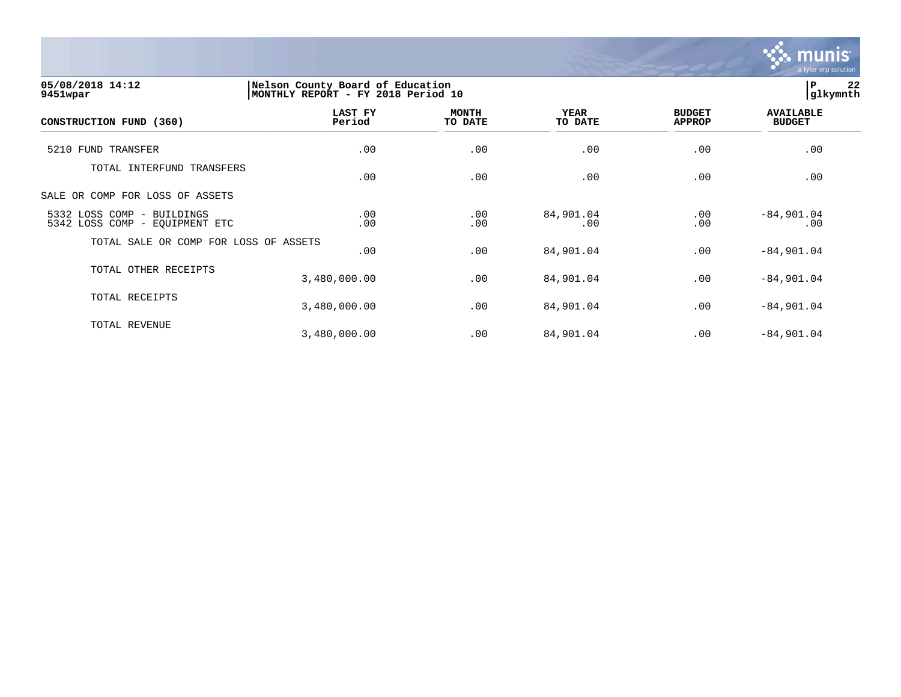05/08/2018 14:12
9451wpar

Nelson County Board of Education
MONTHLY REPORT - FY 2018 Period 10

| CONSTRUCTION FUND (360) | LAST FY Period | MONTH TO DATE | YEAR TO DATE | BUDGET APPROP | AVAILABLE BUDGET |
|---|---|---|---|---|---|
| 5210 FUND TRANSFER | .00 | .00 | .00 | .00 | .00 |
| TOTAL INTERFUND TRANSFERS | .00 | .00 | .00 | .00 | .00 |
| SALE OR COMP FOR LOSS OF ASSETS | | | | | |
| 5332 LOSS COMP - BUILDINGS | .00 | .00 | 84,901.04 | .00 | -84,901.04 |
| 5342 LOSS COMP - EQUIPMENT ETC | .00 | .00 | .00 | .00 | .00 |
| TOTAL SALE OR COMP FOR LOSS OF ASSETS | .00 | .00 | 84,901.04 | .00 | -84,901.04 |
| TOTAL OTHER RECEIPTS | 3,480,000.00 | .00 | 84,901.04 | .00 | -84,901.04 |
| TOTAL RECEIPTS | 3,480,000.00 | .00 | 84,901.04 | .00 | -84,901.04 |
| TOTAL REVENUE | 3,480,000.00 | .00 | 84,901.04 | .00 | -84,901.04 |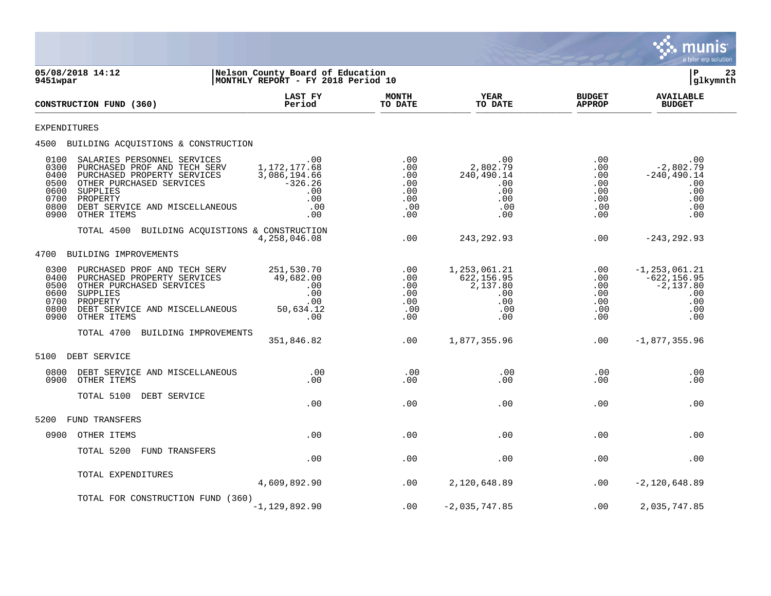05/08/2018 14:12
9451wpar

Nelson County Board of Education
MONTHLY REPORT - FY 2018 Period 10

P 23
glkymnth

| CONSTRUCTION FUND (360) | LAST FY Period | MONTH TO DATE | YEAR TO DATE | BUDGET APPROP | AVAILABLE BUDGET |
|---|---|---|---|---|---|
| EXPENDITURES | | | | | |
| 4500 BUILDING ACQUISTIONS & CONSTRUCTION | | | | | |
| 0100 SALARIES PERSONNEL SERVICES | .00 | .00 | .00 | .00 | .00 |
| 0300 PURCHASED PROF AND TECH SERV | 1,172,177.68 | .00 | 2,802.79 | .00 | -2,802.79 |
| 0400 PURCHASED PROPERTY SERVICES | 3,086,194.66 | .00 | 240,490.14 | .00 | -240,490.14 |
| 0500 OTHER PURCHASED SERVICES | -326.26 | .00 | .00 | .00 | .00 |
| 0600 SUPPLIES | .00 | .00 | .00 | .00 | .00 |
| 0700 PROPERTY | .00 | .00 | .00 | .00 | .00 |
| 0800 DEBT SERVICE AND MISCELLANEOUS | .00 | .00 | .00 | .00 | .00 |
| 0900 OTHER ITEMS | .00 | .00 | .00 | .00 | .00 |
| TOTAL 4500 BUILDING ACQUISTIONS & CONSTRUCTION | 4,258,046.08 | .00 | 243,292.93 | .00 | -243,292.93 |
| 4700 BUILDING IMPROVEMENTS | | | | | |
| 0300 PURCHASED PROF AND TECH SERV | 251,530.70 | .00 | 1,253,061.21 | .00 | -1,253,061.21 |
| 0400 PURCHASED PROPERTY SERVICES | 49,682.00 | .00 | 622,156.95 | .00 | -622,156.95 |
| 0500 OTHER PURCHASED SERVICES | .00 | .00 | 2,137.80 | .00 | -2,137.80 |
| 0600 SUPPLIES | .00 | .00 | .00 | .00 | .00 |
| 0700 PROPERTY | .00 | .00 | .00 | .00 | .00 |
| 0800 DEBT SERVICE AND MISCELLANEOUS | 50,634.12 | .00 | .00 | .00 | .00 |
| 0900 OTHER ITEMS | .00 | .00 | .00 | .00 | .00 |
| TOTAL 4700 BUILDING IMPROVEMENTS | 351,846.82 | .00 | 1,877,355.96 | .00 | -1,877,355.96 |
| 5100 DEBT SERVICE | | | | | |
| 0800 DEBT SERVICE AND MISCELLANEOUS | .00 | .00 | .00 | .00 | .00 |
| 0900 OTHER ITEMS | .00 | .00 | .00 | .00 | .00 |
| TOTAL 5100 DEBT SERVICE | .00 | .00 | .00 | .00 | .00 |
| 5200 FUND TRANSFERS | | | | | |
| 0900 OTHER ITEMS | .00 | .00 | .00 | .00 | .00 |
| TOTAL 5200 FUND TRANSFERS | .00 | .00 | .00 | .00 | .00 |
| TOTAL EXPENDITURES | 4,609,892.90 | .00 | 2,120,648.89 | .00 | -2,120,648.89 |
| TOTAL FOR CONSTRUCTION FUND (360) | -1,129,892.90 | .00 | -2,035,747.85 | .00 | 2,035,747.85 |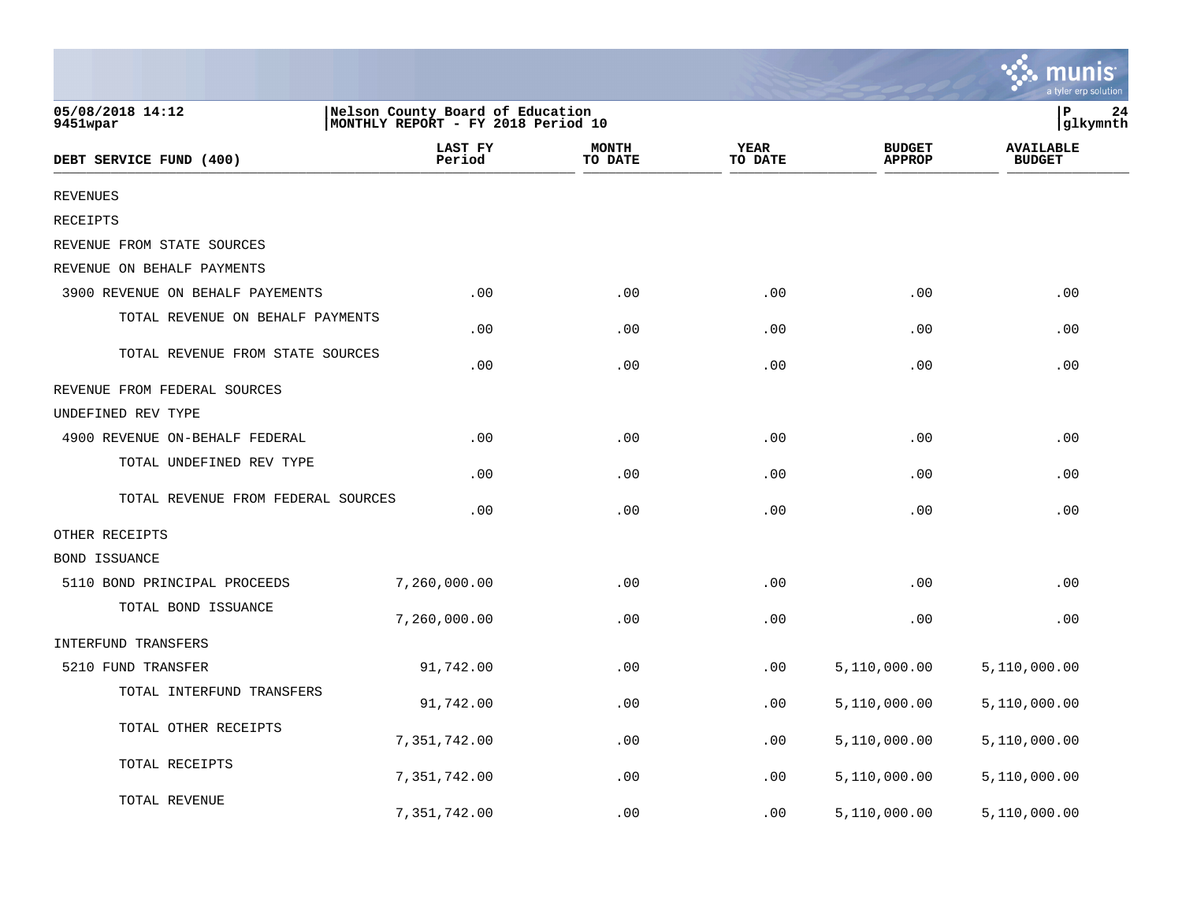05/08/2018 14:12
9451wpar

Nelson County Board of Education
MONTHLY REPORT - FY 2018 Period 10

P 24
glkymnth

| DEBT SERVICE FUND (400) | LAST FY Period | MONTH TO DATE | YEAR TO DATE | BUDGET APPROP | AVAILABLE BUDGET |
|---|---|---|---|---|---|
| REVENUES | | | | | |
| RECEIPTS | | | | | |
| REVENUE FROM STATE SOURCES | | | | | |
| REVENUE ON BEHALF PAYMENTS | | | | | |
| 3900 REVENUE ON BEHALF PAYEMENTS | .00 | .00 | .00 | .00 | .00 |
| TOTAL REVENUE ON BEHALF PAYMENTS | .00 | .00 | .00 | .00 | .00 |
| TOTAL REVENUE FROM STATE SOURCES | .00 | .00 | .00 | .00 | .00 |
| REVENUE FROM FEDERAL SOURCES | | | | | |
| UNDEFINED REV TYPE | | | | | |
| 4900 REVENUE ON-BEHALF FEDERAL | .00 | .00 | .00 | .00 | .00 |
| TOTAL UNDEFINED REV TYPE | .00 | .00 | .00 | .00 | .00 |
| TOTAL REVENUE FROM FEDERAL SOURCES | .00 | .00 | .00 | .00 | .00 |
| OTHER RECEIPTS | | | | | |
| BOND ISSUANCE | | | | | |
| 5110 BOND PRINCIPAL PROCEEDS | 7,260,000.00 | .00 | .00 | .00 | .00 |
| TOTAL BOND ISSUANCE | 7,260,000.00 | .00 | .00 | .00 | .00 |
| INTERFUND TRANSFERS | | | | | |
| 5210 FUND TRANSFER | 91,742.00 | .00 | .00 | 5,110,000.00 | 5,110,000.00 |
| TOTAL INTERFUND TRANSFERS | 91,742.00 | .00 | .00 | 5,110,000.00 | 5,110,000.00 |
| TOTAL OTHER RECEIPTS | 7,351,742.00 | .00 | .00 | 5,110,000.00 | 5,110,000.00 |
| TOTAL RECEIPTS | 7,351,742.00 | .00 | .00 | 5,110,000.00 | 5,110,000.00 |
| TOTAL REVENUE | 7,351,742.00 | .00 | .00 | 5,110,000.00 | 5,110,000.00 |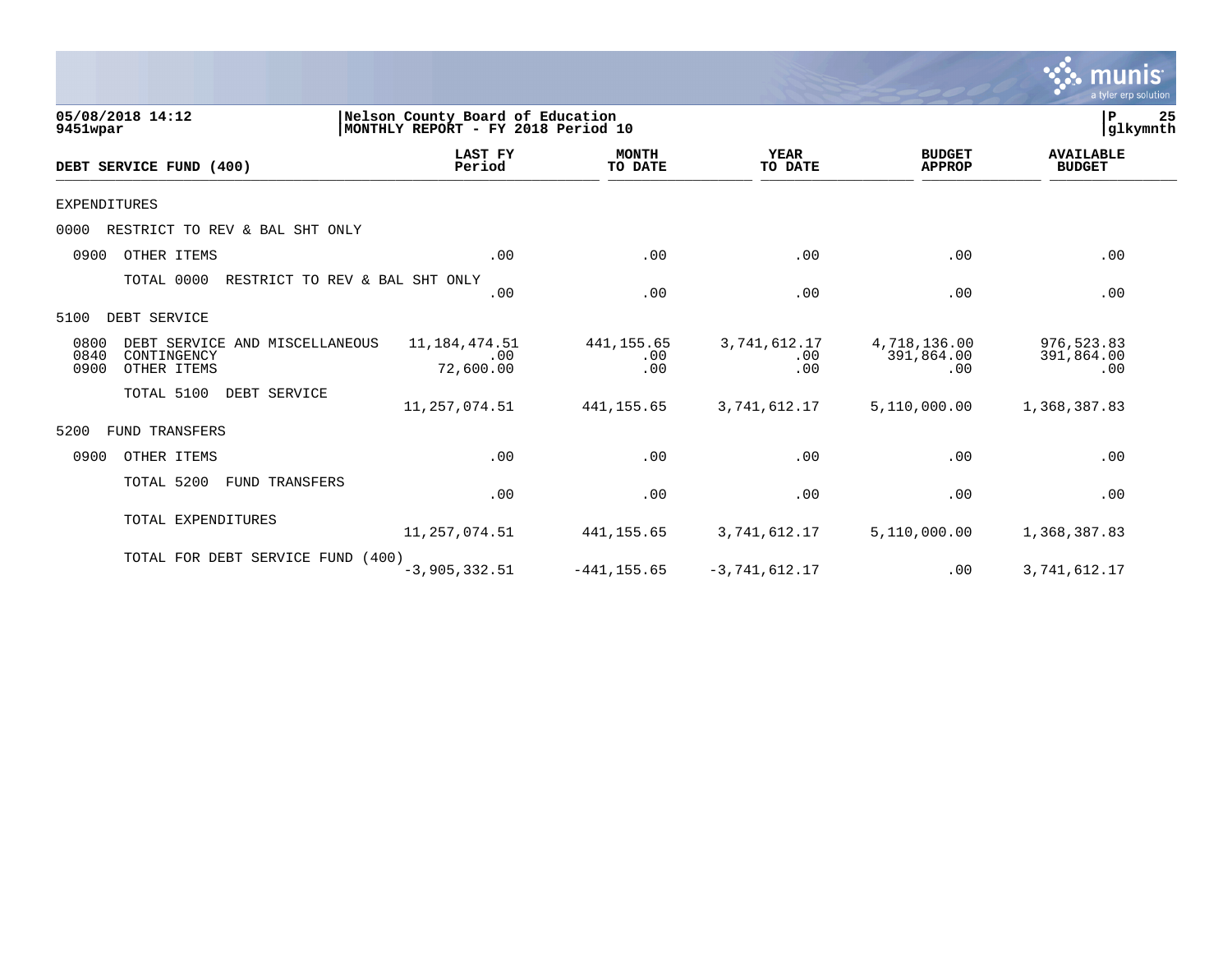05/08/2018 14:12 | Nelson County Board of Education | P 25
9451wpar | MONTHLY REPORT - FY 2018 Period 10 | glkymnth

| DEBT SERVICE FUND (400) | LAST FY Period | MONTH TO DATE | YEAR TO DATE | BUDGET APPROP | AVAILABLE BUDGET |
|---|---|---|---|---|---|
| EXPENDITURES | | | | | |
| 0000 RESTRICT TO REV & BAL SHT ONLY | | | | | |
| 0900 OTHER ITEMS | .00 | .00 | .00 | .00 | .00 |
| TOTAL 0000 RESTRICT TO REV & BAL SHT ONLY | .00 | .00 | .00 | .00 | .00 |
| 5100 DEBT SERVICE | | | | | |
| 0800 DEBT SERVICE AND MISCELLANEOUS | 11,184,474.51 | 441,155.65 | 3,741,612.17 | 4,718,136.00 | 976,523.83 |
| 0840 CONTINGENCY | .00 | .00 | .00 | 391,864.00 | 391,864.00 |
| 0900 OTHER ITEMS | 72,600.00 | .00 | .00 | .00 | .00 |
| TOTAL 5100 DEBT SERVICE | 11,257,074.51 | 441,155.65 | 3,741,612.17 | 5,110,000.00 | 1,368,387.83 |
| 5200 FUND TRANSFERS | | | | | |
| 0900 OTHER ITEMS | .00 | .00 | .00 | .00 | .00 |
| TOTAL 5200 FUND TRANSFERS | .00 | .00 | .00 | .00 | .00 |
| TOTAL EXPENDITURES | 11,257,074.51 | 441,155.65 | 3,741,612.17 | 5,110,000.00 | 1,368,387.83 |
| TOTAL FOR DEBT SERVICE FUND (400) | -3,905,332.51 | -441,155.65 | -3,741,612.17 | .00 | 3,741,612.17 |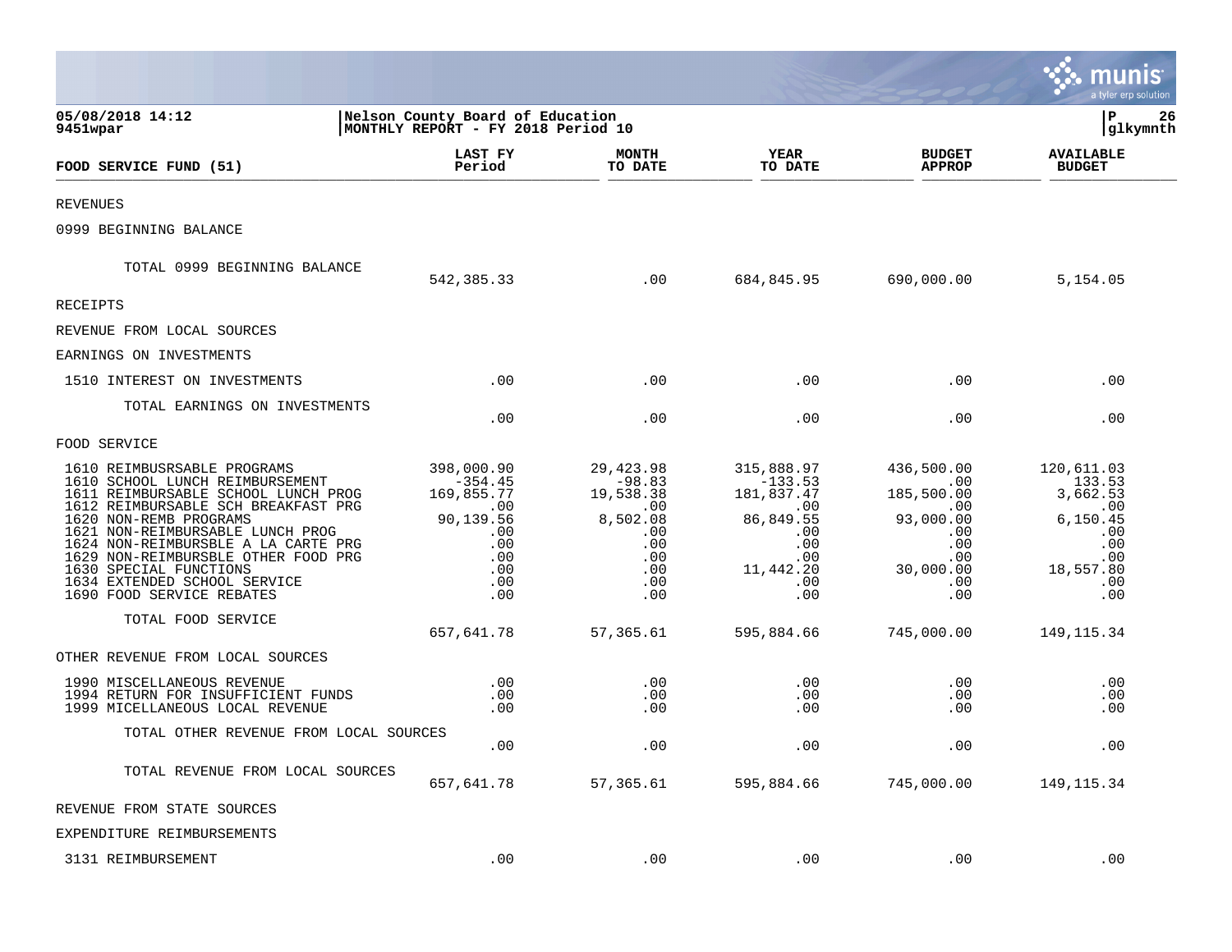05/08/2018 14:12 | Nelson County Board of Education | P 26
9451wpar | MONTHLY REPORT - FY 2018 Period 10 | glkymnth

| FOOD SERVICE FUND (51) | LAST FY Period | MONTH TO DATE | YEAR TO DATE | BUDGET APPROP | AVAILABLE BUDGET |
|---|---|---|---|---|---|
| REVENUES | | | | | |
| 0999 BEGINNING BALANCE | | | | | |
| TOTAL 0999 BEGINNING BALANCE | 542,385.33 | .00 | 684,845.95 | 690,000.00 | 5,154.05 |
| RECEIPTS | | | | | |
| REVENUE FROM LOCAL SOURCES | | | | | |
| EARNINGS ON INVESTMENTS | | | | | |
| 1510 INTEREST ON INVESTMENTS | .00 | .00 | .00 | .00 | .00 |
| TOTAL EARNINGS ON INVESTMENTS | .00 | .00 | .00 | .00 | .00 |
| FOOD SERVICE | | | | | |
| 1610 REIMBUSRSABLE PROGRAMS | 398,000.90 | 29,423.98 | 315,888.97 | 436,500.00 | 120,611.03 |
| 1610 SCHOOL LUNCH REIMBURSEMENT | -354.45 | -98.83 | -133.53 | .00 | 133.53 |
| 1611 REIMBURSABLE SCHOOL LUNCH PROG | 169,855.77 | 19,538.38 | 181,837.47 | 185,500.00 | 3,662.53 |
| 1612 REIMBURSABLE SCH BREAKFAST PRG | .00 | .00 | .00 | .00 | .00 |
| 1620 NON-REMB PROGRAMS | 90,139.56 | 8,502.08 | 86,849.55 | 93,000.00 | 6,150.45 |
| 1621 NON-REIMBURSABLE LUNCH PROG | .00 | .00 | .00 | .00 | .00 |
| 1624 NON-REIMBURSBLE A LA CARTE PRG | .00 | .00 | .00 | .00 | .00 |
| 1629 NON-REIMBURSBLE OTHER FOOD PRG | .00 | .00 | .00 | .00 | .00 |
| 1630 SPECIAL FUNCTIONS | .00 | .00 | 11,442.20 | 30,000.00 | 18,557.80 |
| 1634 EXTENDED SCHOOL SERVICE | .00 | .00 | .00 | .00 | .00 |
| 1690 FOOD SERVICE REBATES | .00 | .00 | .00 | .00 | .00 |
| TOTAL FOOD SERVICE | 657,641.78 | 57,365.61 | 595,884.66 | 745,000.00 | 149,115.34 |
| OTHER REVENUE FROM LOCAL SOURCES | | | | | |
| 1990 MISCELLANEOUS REVENUE | .00 | .00 | .00 | .00 | .00 |
| 1994 RETURN FOR INSUFFICIENT FUNDS | .00 | .00 | .00 | .00 | .00 |
| 1999 MICELLANEOUS LOCAL REVENUE | .00 | .00 | .00 | .00 | .00 |
| TOTAL OTHER REVENUE FROM LOCAL SOURCES | .00 | .00 | .00 | .00 | .00 |
| TOTAL REVENUE FROM LOCAL SOURCES | 657,641.78 | 57,365.61 | 595,884.66 | 745,000.00 | 149,115.34 |
| REVENUE FROM STATE SOURCES | | | | | |
| EXPENDITURE REIMBURSEMENTS | | | | | |
| 3131 REIMBURSEMENT | .00 | .00 | .00 | .00 | .00 |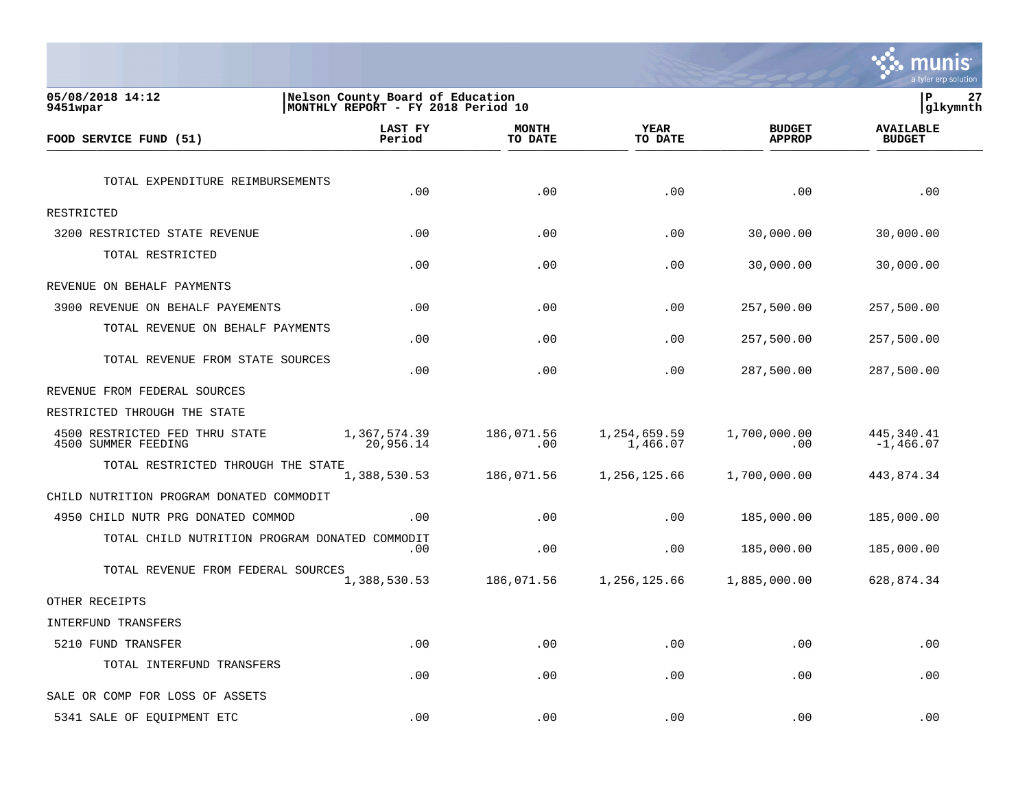05/08/2018 14:12
9451wpar

Nelson County Board of Education
MONTHLY REPORT - FY 2018 Period 10

P 27
glkymnth

| FOOD SERVICE FUND (51) | LAST FY Period | MONTH TO DATE | YEAR TO DATE | BUDGET APPROP | AVAILABLE BUDGET |
|---|---|---|---|---|---|
| TOTAL EXPENDITURE REIMBURSEMENTS | .00 | .00 | .00 | .00 | .00 |
| RESTRICTED | | | | | |
| 3200 RESTRICTED STATE REVENUE | .00 | .00 | .00 | 30,000.00 | 30,000.00 |
| TOTAL RESTRICTED | .00 | .00 | .00 | 30,000.00 | 30,000.00 |
| REVENUE ON BEHALF PAYMENTS | | | | | |
| 3900 REVENUE ON BEHALF PAYEMENTS | .00 | .00 | .00 | 257,500.00 | 257,500.00 |
| TOTAL REVENUE ON BEHALF PAYMENTS | .00 | .00 | .00 | 257,500.00 | 257,500.00 |
| TOTAL REVENUE FROM STATE SOURCES | .00 | .00 | .00 | 287,500.00 | 287,500.00 |
| REVENUE FROM FEDERAL SOURCES | | | | | |
| RESTRICTED THROUGH THE STATE | | | | | |
| 4500 RESTRICTED FED THRU STATE | 1,367,574.39 | 186,071.56 | 1,254,659.59 | 1,700,000.00 | 445,340.41 |
| 4500 SUMMER FEEDING | 20,956.14 | .00 | 1,466.07 | .00 | -1,466.07 |
| TOTAL RESTRICTED THROUGH THE STATE | 1,388,530.53 | 186,071.56 | 1,256,125.66 | 1,700,000.00 | 443,874.34 |
| CHILD NUTRITION PROGRAM DONATED COMMODIT | | | | | |
| 4950 CHILD NUTR PRG DONATED COMMOD | .00 | .00 | .00 | 185,000.00 | 185,000.00 |
| TOTAL CHILD NUTRITION PROGRAM DONATED COMMODIT | .00 | .00 | .00 | 185,000.00 | 185,000.00 |
| TOTAL REVENUE FROM FEDERAL SOURCES | 1,388,530.53 | 186,071.56 | 1,256,125.66 | 1,885,000.00 | 628,874.34 |
| OTHER RECEIPTS | | | | | |
| INTERFUND TRANSFERS | | | | | |
| 5210 FUND TRANSFER | .00 | .00 | .00 | .00 | .00 |
| TOTAL INTERFUND TRANSFERS | .00 | .00 | .00 | .00 | .00 |
| SALE OR COMP FOR LOSS OF ASSETS | | | | | |
| 5341 SALE OF EQUIPMENT ETC | .00 | .00 | .00 | .00 | .00 |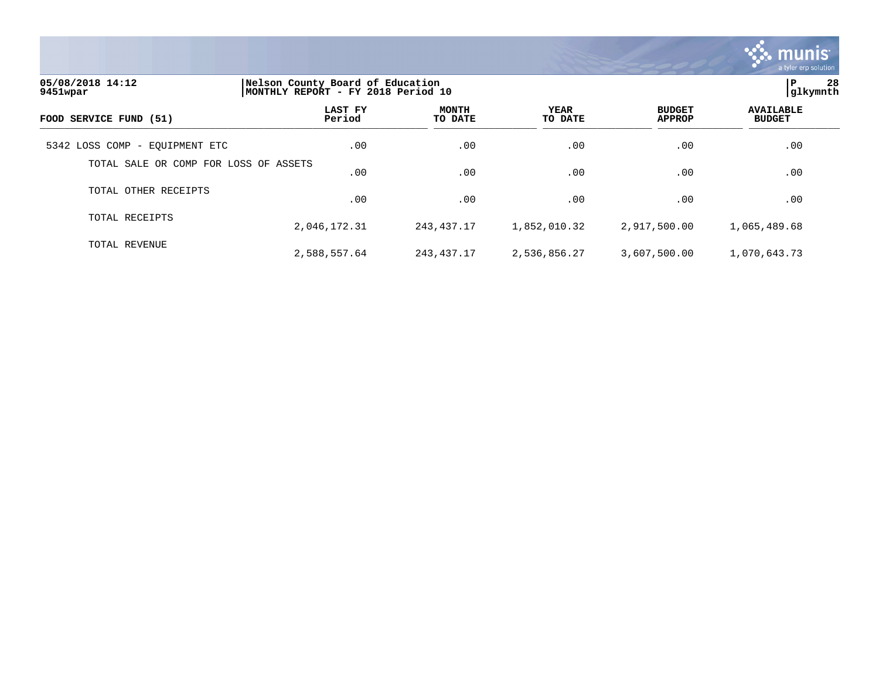05/08/2018 14:12
9451wpar

Nelson County Board of Education
MONTHLY REPORT - FY 2018 Period 10

glkymnth

| FOOD SERVICE FUND (51) | LAST FY Period | MONTH TO DATE | YEAR TO DATE | BUDGET APPROP | AVAILABLE BUDGET |
|---|---|---|---|---|---|
| 5342 LOSS COMP - EQUIPMENT ETC | .00 | .00 | .00 | .00 | .00 |
| TOTAL SALE OR COMP FOR LOSS OF ASSETS | .00 | .00 | .00 | .00 | .00 |
| TOTAL OTHER RECEIPTS | .00 | .00 | .00 | .00 | .00 |
| TOTAL RECEIPTS | 2,046,172.31 | 243,437.17 | 1,852,010.32 | 2,917,500.00 | 1,065,489.68 |
| TOTAL REVENUE | 2,588,557.64 | 243,437.17 | 2,536,856.27 | 3,607,500.00 | 1,070,643.73 |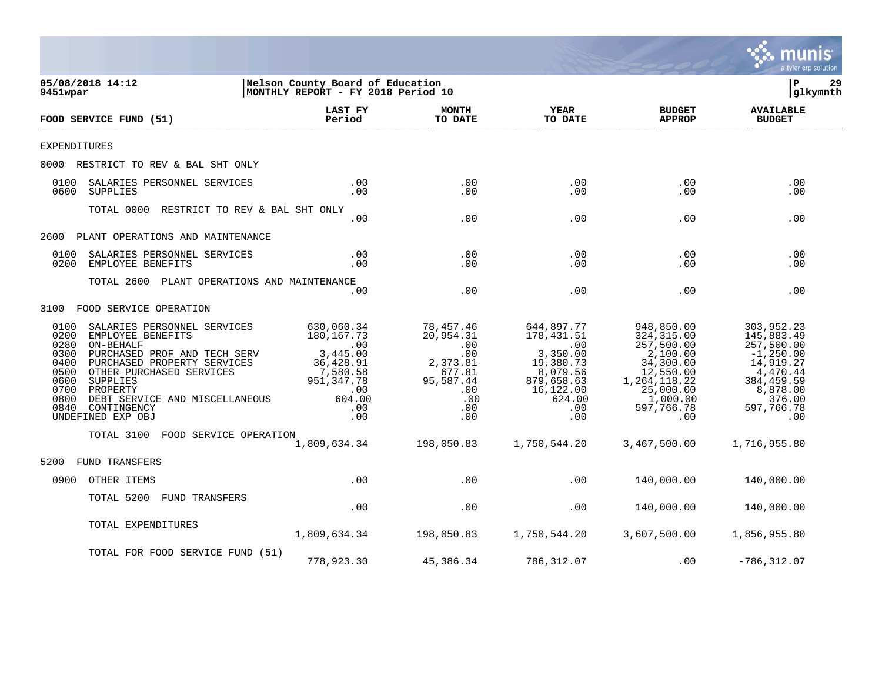05/08/2018 14:12
9451wpar

Nelson County Board of Education
MONTHLY REPORT - FY 2018 Period 10

P 29
glkymnth

| FOOD SERVICE FUND (51) | LAST FY Period | MONTH TO DATE | YEAR TO DATE | BUDGET APPROP | AVAILABLE BUDGET |
|---|---|---|---|---|---|
| EXPENDITURES | | | | | |
| 0000 RESTRICT TO REV & BAL SHT ONLY | | | | | |
| 0100 SALARIES PERSONNEL SERVICES | .00 | .00 | .00 | .00 | .00 |
| 0600 SUPPLIES | .00 | .00 | .00 | .00 | .00 |
| TOTAL 0000 RESTRICT TO REV & BAL SHT ONLY | .00 | .00 | .00 | .00 | .00 |
| 2600 PLANT OPERATIONS AND MAINTENANCE | | | | | |
| 0100 SALARIES PERSONNEL SERVICES | .00 | .00 | .00 | .00 | .00 |
| 0200 EMPLOYEE BENEFITS | .00 | .00 | .00 | .00 | .00 |
| TOTAL 2600 PLANT OPERATIONS AND MAINTENANCE | .00 | .00 | .00 | .00 | .00 |
| 3100 FOOD SERVICE OPERATION | | | | | |
| 0100 SALARIES PERSONNEL SERVICES | 630,060.34 | 78,457.46 | 644,897.77 | 948,850.00 | 303,952.23 |
| 0200 EMPLOYEE BENEFITS | 180,167.73 | 20,954.31 | 178,431.51 | 324,315.00 | 145,883.49 |
| 0280 ON-BEHALF | .00 | .00 | .00 | 257,500.00 | 257,500.00 |
| 0300 PURCHASED PROF AND TECH SERV | 3,445.00 | .00 | 3,350.00 | 2,100.00 | -1,250.00 |
| 0400 PURCHASED PROPERTY SERVICES | 36,428.91 | 2,373.81 | 19,380.73 | 34,300.00 | 14,919.27 |
| 0500 OTHER PURCHASED SERVICES | 7,580.58 | 677.81 | 8,079.56 | 12,550.00 | 4,470.44 |
| 0600 SUPPLIES | 951,347.78 | 95,587.44 | 879,658.63 | 1,264,118.22 | 384,459.59 |
| 0700 PROPERTY | .00 | .00 | 16,122.00 | 25,000.00 | 8,878.00 |
| 0800 DEBT SERVICE AND MISCELLANEOUS | 604.00 | .00 | 624.00 | 1,000.00 | 376.00 |
| 0840 CONTINGENCY | .00 | .00 | .00 | 597,766.78 | 597,766.78 |
| UNDEFINED EXP OBJ | .00 | .00 | .00 | .00 | .00 |
| TOTAL 3100 FOOD SERVICE OPERATION | 1,809,634.34 | 198,050.83 | 1,750,544.20 | 3,467,500.00 | 1,716,955.80 |
| 5200 FUND TRANSFERS | | | | | |
| 0900 OTHER ITEMS | .00 | .00 | .00 | 140,000.00 | 140,000.00 |
| TOTAL 5200 FUND TRANSFERS | .00 | .00 | .00 | 140,000.00 | 140,000.00 |
| TOTAL EXPENDITURES | 1,809,634.34 | 198,050.83 | 1,750,544.20 | 3,607,500.00 | 1,856,955.80 |
| TOTAL FOR FOOD SERVICE FUND (51) | 778,923.30 | 45,386.34 | 786,312.07 | .00 | -786,312.07 |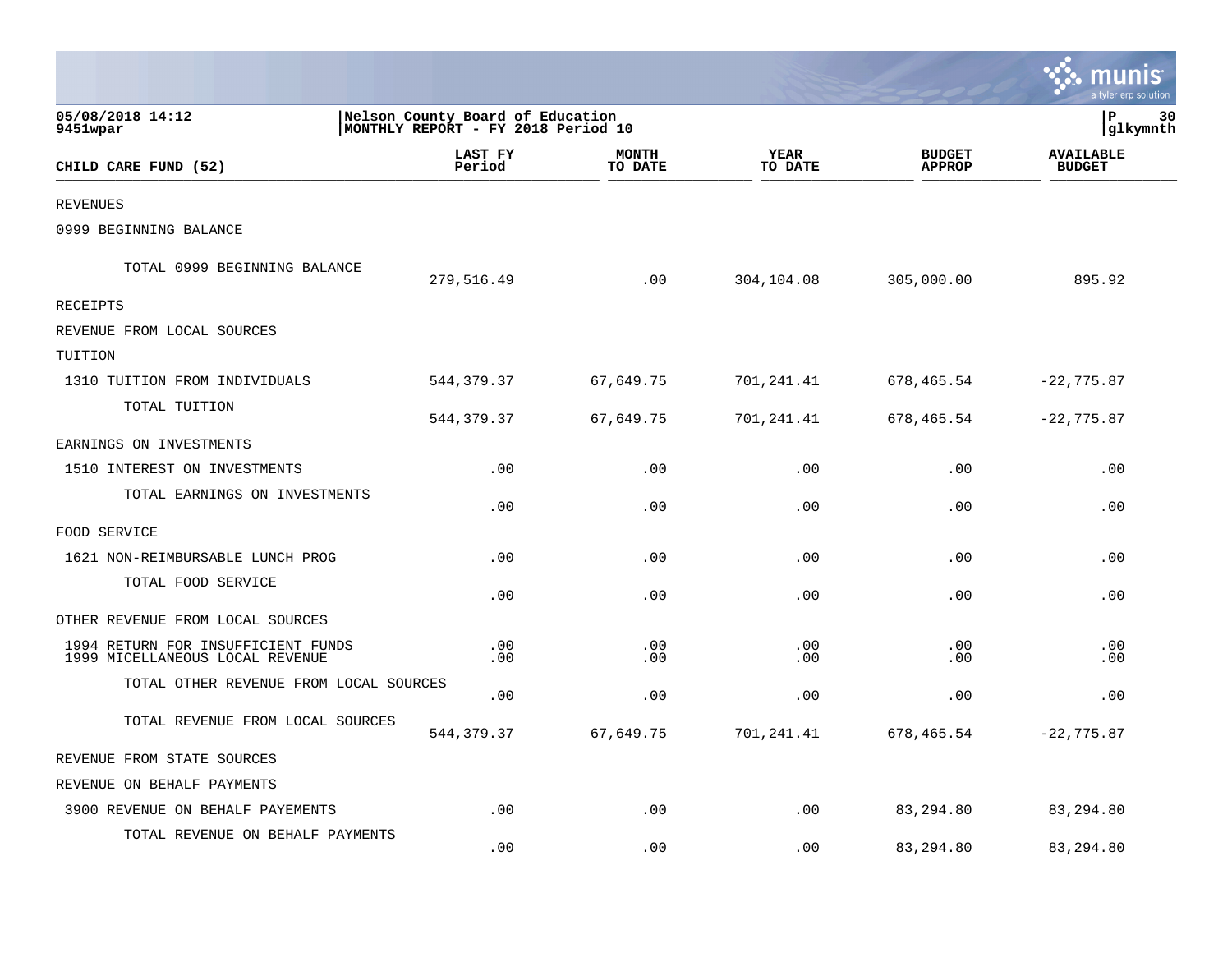05/08/2018 14:12
9451wpar

Nelson County Board of Education
MONTHLY REPORT - FY 2018 Period 10

glkymnth

| CHILD CARE FUND (52) | LAST FY Period | MONTH TO DATE | YEAR TO DATE | BUDGET APPROP | AVAILABLE BUDGET |
|---|---|---|---|---|---|
| REVENUES | | | | | |
| 0999 BEGINNING BALANCE | | | | | |
| TOTAL 0999 BEGINNING BALANCE | 279,516.49 | .00 | 304,104.08 | 305,000.00 | 895.92 |
| RECEIPTS | | | | | |
| REVENUE FROM LOCAL SOURCES | | | | | |
| TUITION | | | | | |
| 1310 TUITION FROM INDIVIDUALS | 544,379.37 | 67,649.75 | 701,241.41 | 678,465.54 | -22,775.87 |
| TOTAL TUITION | 544,379.37 | 67,649.75 | 701,241.41 | 678,465.54 | -22,775.87 |
| EARNINGS ON INVESTMENTS | | | | | |
| 1510 INTEREST ON INVESTMENTS | .00 | .00 | .00 | .00 | .00 |
| TOTAL EARNINGS ON INVESTMENTS | .00 | .00 | .00 | .00 | .00 |
| FOOD SERVICE | | | | | |
| 1621 NON-REIMBURSABLE LUNCH PROG | .00 | .00 | .00 | .00 | .00 |
| TOTAL FOOD SERVICE | .00 | .00 | .00 | .00 | .00 |
| OTHER REVENUE FROM LOCAL SOURCES | | | | | |
| 1994 RETURN FOR INSUFFICIENT FUNDS | .00 | .00 | .00 | .00 | .00 |
| 1999 MICELLANEOUS LOCAL REVENUE | .00 | .00 | .00 | .00 | .00 |
| TOTAL OTHER REVENUE FROM LOCAL SOURCES | .00 | .00 | .00 | .00 | .00 |
| TOTAL REVENUE FROM LOCAL SOURCES | 544,379.37 | 67,649.75 | 701,241.41 | 678,465.54 | -22,775.87 |
| REVENUE FROM STATE SOURCES | | | | | |
| REVENUE ON BEHALF PAYMENTS | | | | | |
| 3900 REVENUE ON BEHALF PAYEMENTS | .00 | .00 | .00 | 83,294.80 | 83,294.80 |
| TOTAL REVENUE ON BEHALF PAYMENTS | .00 | .00 | .00 | 83,294.80 | 83,294.80 |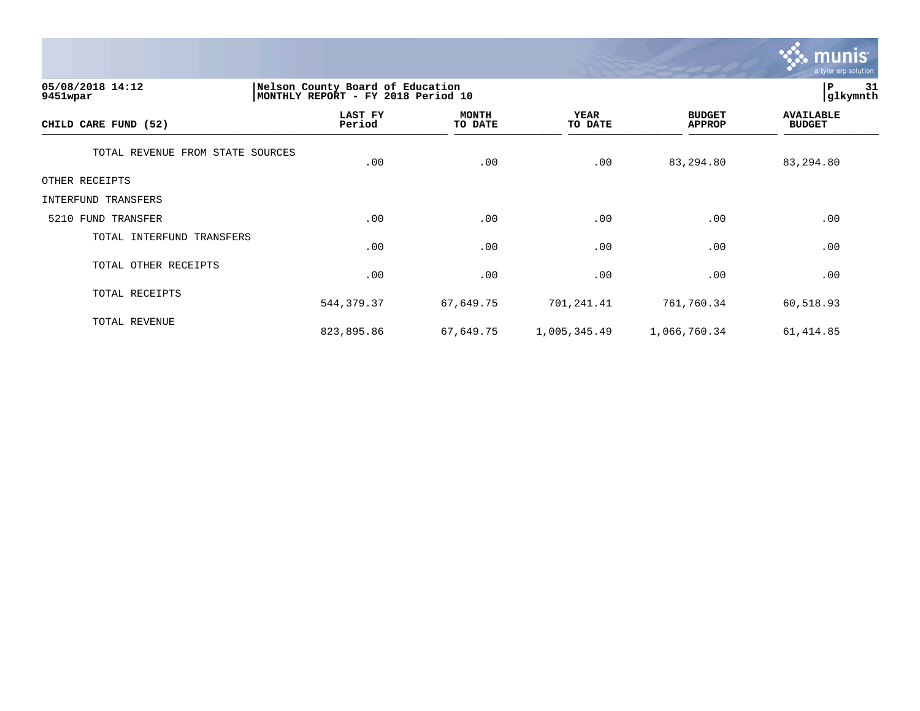05/08/2018 14:12
9451wpar

Nelson County Board of Education
MONTHLY REPORT - FY 2018 Period 10

glkymnth

| CHILD CARE FUND (52) | LAST FY Period | MONTH TO DATE | YEAR TO DATE | BUDGET APPROP | AVAILABLE BUDGET |
|---|---|---|---|---|---|
| TOTAL REVENUE FROM STATE SOURCES | .00 | .00 | .00 | 83,294.80 | 83,294.80 |
| OTHER RECEIPTS | | | | | |
| INTERFUND TRANSFERS | | | | | |
| 5210 FUND TRANSFER | .00 | .00 | .00 | .00 | .00 |
| TOTAL INTERFUND TRANSFERS | .00 | .00 | .00 | .00 | .00 |
| TOTAL OTHER RECEIPTS | .00 | .00 | .00 | .00 | .00 |
| TOTAL RECEIPTS | 544,379.37 | 67,649.75 | 701,241.41 | 761,760.34 | 60,518.93 |
| TOTAL REVENUE | 823,895.86 | 67,649.75 | 1,005,345.49 | 1,066,760.34 | 61,414.85 |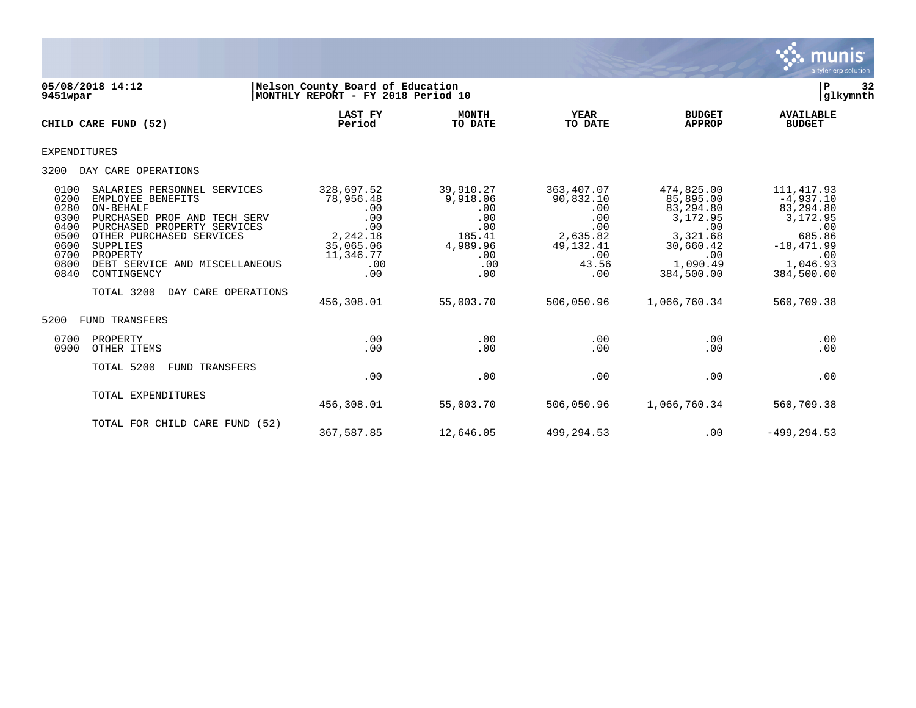05/08/2018 14:12 | Nelson County Board of Education
9451wpar | MONTHLY REPORT - FY 2018 Period 10 | glkymnth

| CHILD CARE FUND (52) | LAST FY Period | MONTH TO DATE | YEAR TO DATE | BUDGET APPROP | AVAILABLE BUDGET |
|---|---|---|---|---|---|
| **EXPENDITURES** | | | | | |
| **3200 DAY CARE OPERATIONS** | | | | | |
| 0100 SALARIES PERSONNEL SERVICES | 328,697.52 | 39,910.27 | 363,407.07 | 474,825.00 | 111,417.93 |
| 0200 EMPLOYEE BENEFITS | 78,956.48 | 9,918.06 | 90,832.10 | 85,895.00 | -4,937.10 |
| 0280 ON-BEHALF | .00 | .00 | .00 | 83,294.80 | 83,294.80 |
| 0300 PURCHASED PROF AND TECH SERV | .00 | .00 | .00 | 3,172.95 | 3,172.95 |
| 0400 PURCHASED PROPERTY SERVICES | .00 | .00 | .00 | .00 | .00 |
| 0500 OTHER PURCHASED SERVICES | 2,242.18 | 185.41 | 2,635.82 | 3,321.68 | 685.86 |
| 0600 SUPPLIES | 35,065.06 | 4,989.96 | 49,132.41 | 30,660.42 | -18,471.99 |
| 0700 PROPERTY | 11,346.77 | .00 | .00 | .00 | .00 |
| 0800 DEBT SERVICE AND MISCELLANEOUS | .00 | .00 | 43.56 | 1,090.49 | 1,046.93 |
| 0840 CONTINGENCY | .00 | .00 | .00 | 384,500.00 | 384,500.00 |
| TOTAL 3200 DAY CARE OPERATIONS | 456,308.01 | 55,003.70 | 506,050.96 | 1,066,760.34 | 560,709.38 |
| **5200 FUND TRANSFERS** | | | | | |
| 0700 PROPERTY | .00 | .00 | .00 | .00 | .00 |
| 0900 OTHER ITEMS | .00 | .00 | .00 | .00 | .00 |
| TOTAL 5200 FUND TRANSFERS | .00 | .00 | .00 | .00 | .00 |
| TOTAL EXPENDITURES | 456,308.01 | 55,003.70 | 506,050.96 | 1,066,760.34 | 560,709.38 |
| TOTAL FOR CHILD CARE FUND (52) | 367,587.85 | 12,646.05 | 499,294.53 | .00 | -499,294.53 |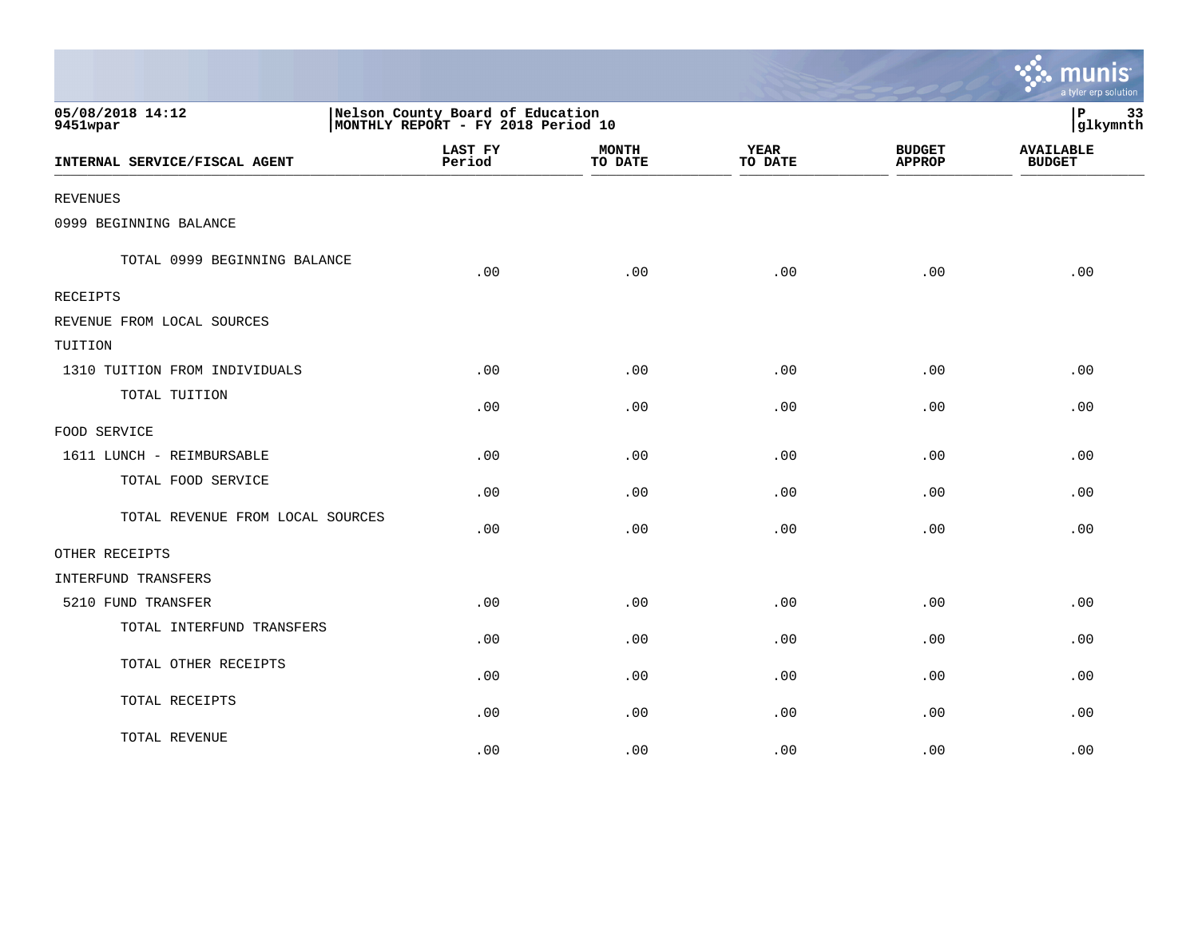Nelson County Board of Education
MONTHLY REPORT - FY 2018 Period 10

05/08/2018 14:12
9451wpar

| INTERNAL SERVICE/FISCAL AGENT | LAST FY Period | MONTH TO DATE | YEAR TO DATE | BUDGET APPROP | AVAILABLE BUDGET |
|---|---|---|---|---|---|
| REVENUES | | | | | |
| 0999 BEGINNING BALANCE | | | | | |
| TOTAL 0999 BEGINNING BALANCE | .00 | .00 | .00 | .00 | .00 |
| RECEIPTS | | | | | |
| REVENUE FROM LOCAL SOURCES | | | | | |
| TUITION | | | | | |
| 1310 TUITION FROM INDIVIDUALS | .00 | .00 | .00 | .00 | .00 |
| TOTAL TUITION | .00 | .00 | .00 | .00 | .00 |
| FOOD SERVICE | | | | | |
| 1611 LUNCH - REIMBURSABLE | .00 | .00 | .00 | .00 | .00 |
| TOTAL FOOD SERVICE | .00 | .00 | .00 | .00 | .00 |
| TOTAL REVENUE FROM LOCAL SOURCES | .00 | .00 | .00 | .00 | .00 |
| OTHER RECEIPTS | | | | | |
| INTERFUND TRANSFERS | | | | | |
| 5210 FUND TRANSFER | .00 | .00 | .00 | .00 | .00 |
| TOTAL INTERFUND TRANSFERS | .00 | .00 | .00 | .00 | .00 |
| TOTAL OTHER RECEIPTS | .00 | .00 | .00 | .00 | .00 |
| TOTAL RECEIPTS | .00 | .00 | .00 | .00 | .00 |
| TOTAL REVENUE | .00 | .00 | .00 | .00 | .00 |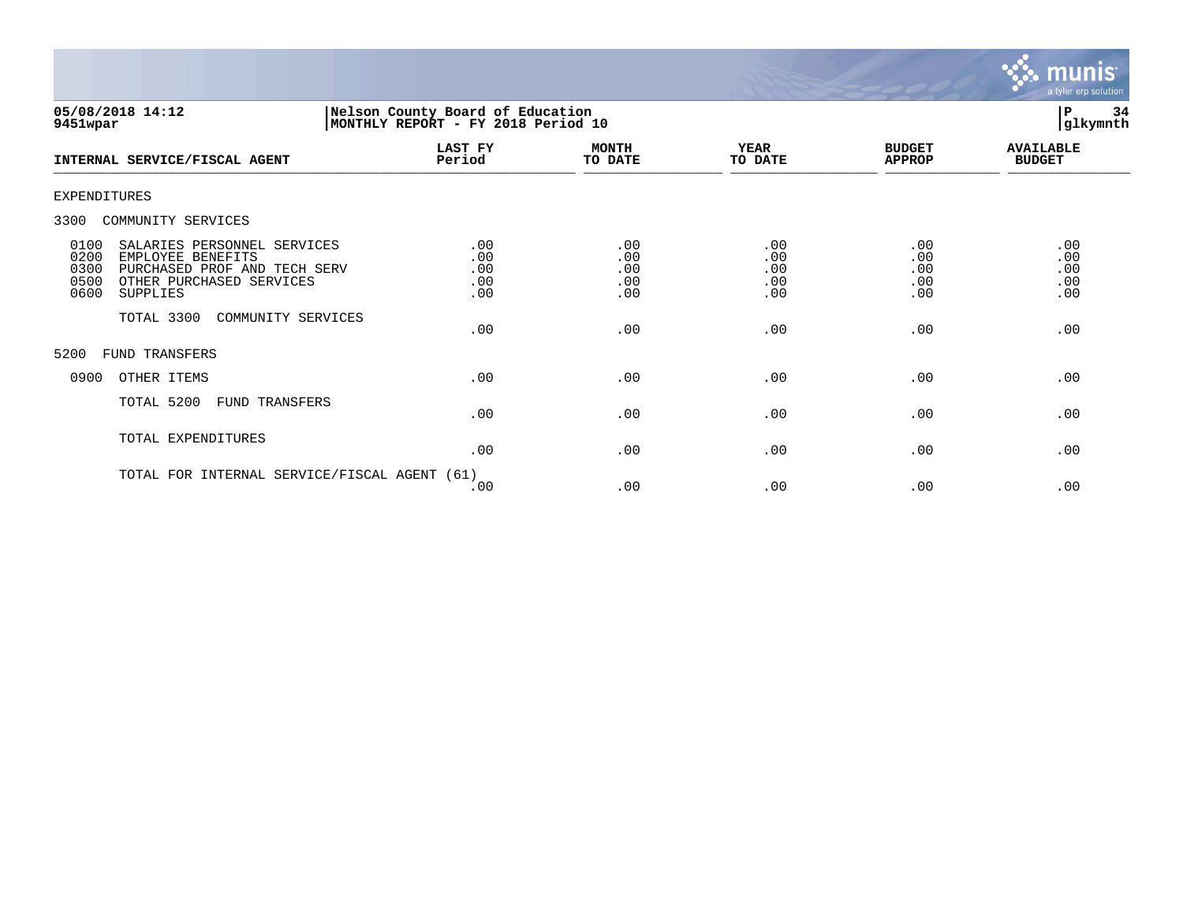Nelson County Board of Education
MONTHLY REPORT - FY 2018 Period 10

05/08/2018 14:12
9451wpar

glkymnth

| INTERNAL SERVICE/FISCAL AGENT | LAST FY Period | MONTH TO DATE | YEAR TO DATE | BUDGET APPROP | AVAILABLE BUDGET |
|---|---|---|---|---|---|
| EXPENDITURES | | | | | |
| 3300 COMMUNITY SERVICES | | | | | |
| 0100 SALARIES PERSONNEL SERVICES | .00 | .00 | .00 | .00 | .00 |
| 0200 EMPLOYEE BENEFITS | .00 | .00 | .00 | .00 | .00 |
| 0300 PURCHASED PROF AND TECH SERV | .00 | .00 | .00 | .00 | .00 |
| 0500 OTHER PURCHASED SERVICES | .00 | .00 | .00 | .00 | .00 |
| 0600 SUPPLIES | .00 | .00 | .00 | .00 | .00 |
| TOTAL 3300 COMMUNITY SERVICES | .00 | .00 | .00 | .00 | .00 |
| 5200 FUND TRANSFERS | | | | | |
| 0900 OTHER ITEMS | .00 | .00 | .00 | .00 | .00 |
| TOTAL 5200 FUND TRANSFERS | .00 | .00 | .00 | .00 | .00 |
| TOTAL EXPENDITURES | .00 | .00 | .00 | .00 | .00 |
| TOTAL FOR INTERNAL SERVICE/FISCAL AGENT (61) | .00 | .00 | .00 | .00 | .00 |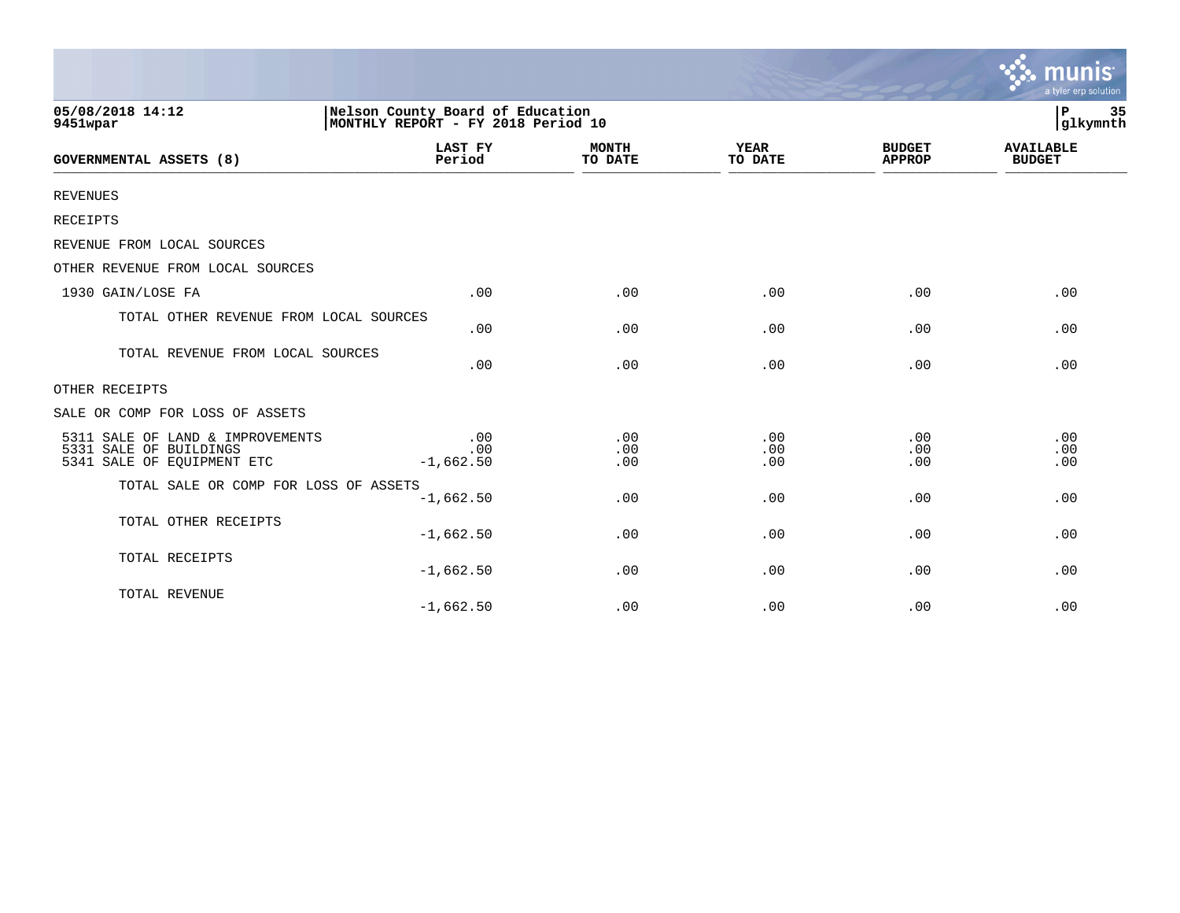**05/08/2018 14:12**
**9451wpar**

**Nelson County Board of Education**
**MONTHLY REPORT - FY 2018 Period 10**

**P 35**
**glkymnth**

| GOVERNMENTAL ASSETS (8) | LAST FY Period | MONTH TO DATE | YEAR TO DATE | BUDGET APPROP | AVAILABLE BUDGET |
|---|---|---|---|---|---|
| REVENUES | | | | | |
| RECEIPTS | | | | | |
| REVENUE FROM LOCAL SOURCES | | | | | |
| OTHER REVENUE FROM LOCAL SOURCES | | | | | |
| 1930 GAIN/LOSE FA | .00 | .00 | .00 | .00 | .00 |
| TOTAL OTHER REVENUE FROM LOCAL SOURCES | .00 | .00 | .00 | .00 | .00 |
| TOTAL REVENUE FROM LOCAL SOURCES | .00 | .00 | .00 | .00 | .00 |
| OTHER RECEIPTS | | | | | |
| SALE OR COMP FOR LOSS OF ASSETS | | | | | |
| 5311 SALE OF LAND & IMPROVEMENTS | .00 | .00 | .00 | .00 | .00 |
| 5331 SALE OF BUILDINGS | .00 | .00 | .00 | .00 | .00 |
| 5341 SALE OF EQUIPMENT ETC | -1,662.50 | .00 | .00 | .00 | .00 |
| TOTAL SALE OR COMP FOR LOSS OF ASSETS | -1,662.50 | .00 | .00 | .00 | .00 |
| TOTAL OTHER RECEIPTS | -1,662.50 | .00 | .00 | .00 | .00 |
| TOTAL RECEIPTS | -1,662.50 | .00 | .00 | .00 | .00 |
| TOTAL REVENUE | -1,662.50 | .00 | .00 | .00 | .00 |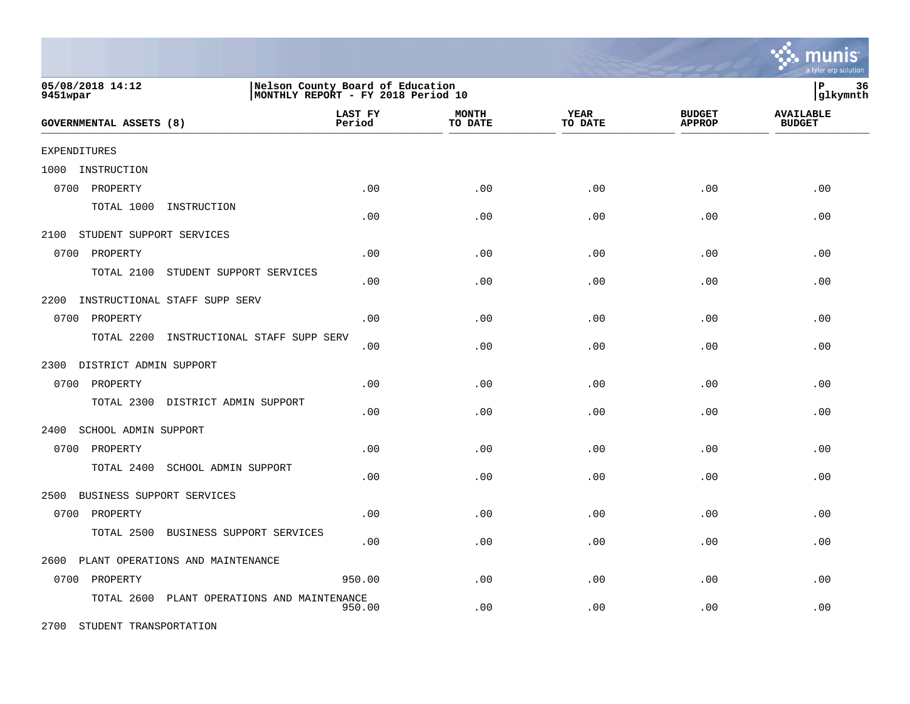05/08/2018 14:12
9451wpar

Nelson County Board of Education
MONTHLY REPORT - FY 2018 Period 10

| GOVERNMENTAL ASSETS (8) | LAST FY Period | MONTH TO DATE | YEAR TO DATE | BUDGET APPROP | AVAILABLE BUDGET |
|---|---|---|---|---|---|
| EXPENDITURES | | | | | |
| 1000 INSTRUCTION | | | | | |
| 0700 PROPERTY | .00 | .00 | .00 | .00 | .00 |
| TOTAL 1000 INSTRUCTION | .00 | .00 | .00 | .00 | .00 |
| 2100 STUDENT SUPPORT SERVICES | | | | | |
| 0700 PROPERTY | .00 | .00 | .00 | .00 | .00 |
| TOTAL 2100 STUDENT SUPPORT SERVICES | .00 | .00 | .00 | .00 | .00 |
| 2200 INSTRUCTIONAL STAFF SUPP SERV | | | | | |
| 0700 PROPERTY | .00 | .00 | .00 | .00 | .00 |
| TOTAL 2200 INSTRUCTIONAL STAFF SUPP SERV | .00 | .00 | .00 | .00 | .00 |
| 2300 DISTRICT ADMIN SUPPORT | | | | | |
| 0700 PROPERTY | .00 | .00 | .00 | .00 | .00 |
| TOTAL 2300 DISTRICT ADMIN SUPPORT | .00 | .00 | .00 | .00 | .00 |
| 2400 SCHOOL ADMIN SUPPORT | | | | | |
| 0700 PROPERTY | .00 | .00 | .00 | .00 | .00 |
| TOTAL 2400 SCHOOL ADMIN SUPPORT | .00 | .00 | .00 | .00 | .00 |
| 2500 BUSINESS SUPPORT SERVICES | | | | | |
| 0700 PROPERTY | .00 | .00 | .00 | .00 | .00 |
| TOTAL 2500 BUSINESS SUPPORT SERVICES | .00 | .00 | .00 | .00 | .00 |
| 2600 PLANT OPERATIONS AND MAINTENANCE | | | | | |
| 0700 PROPERTY | 950.00 | .00 | .00 | .00 | .00 |
| TOTAL 2600 PLANT OPERATIONS AND MAINTENANCE | 950.00 | .00 | .00 | .00 | .00 |
| 2700 STUDENT TRANSPORTATION | | | | | |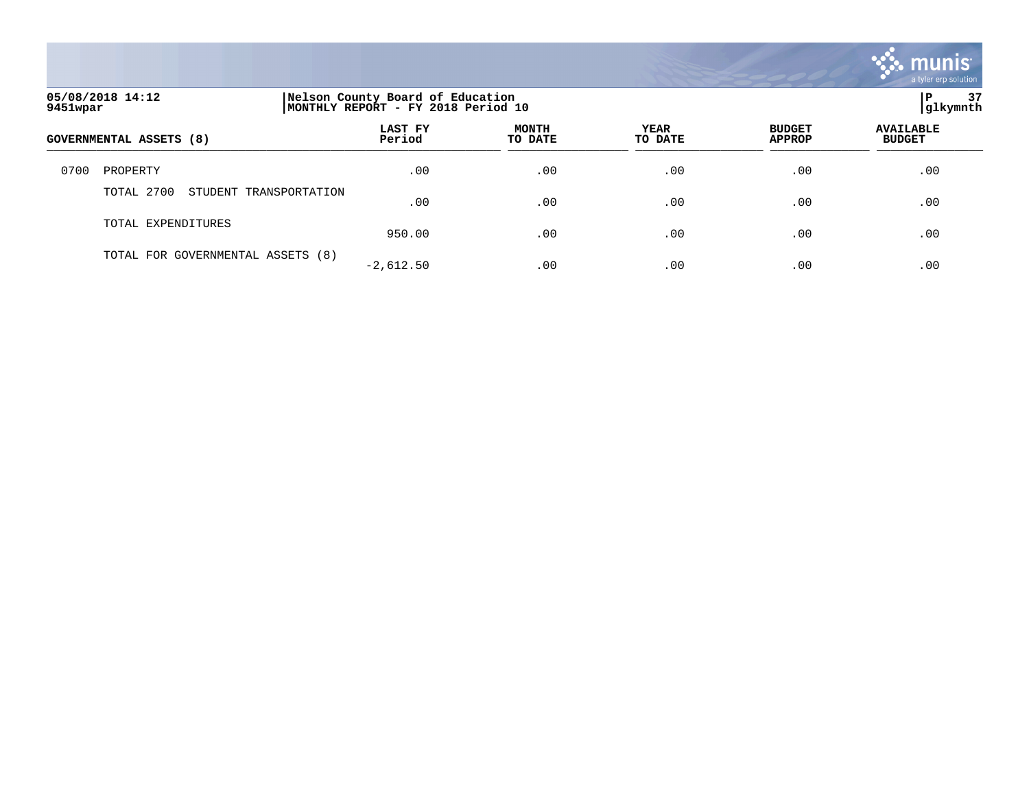05/08/2018 14:12 | Nelson County Board of Education
9451wpar | MONTHLY REPORT - FY 2018 Period 10

| GOVERNMENTAL ASSETS (8) | LAST FY Period | MONTH TO DATE | YEAR TO DATE | BUDGET APPROP | AVAILABLE BUDGET |
|---|---|---|---|---|---|
| 0700 PROPERTY | .00 | .00 | .00 | .00 | .00 |
| TOTAL 2700 STUDENT TRANSPORTATION | .00 | .00 | .00 | .00 | .00 |
| TOTAL EXPENDITURES | 950.00 | .00 | .00 | .00 | .00 |
| TOTAL FOR GOVERNMENTAL ASSETS (8) | -2,612.50 | .00 | .00 | .00 | .00 |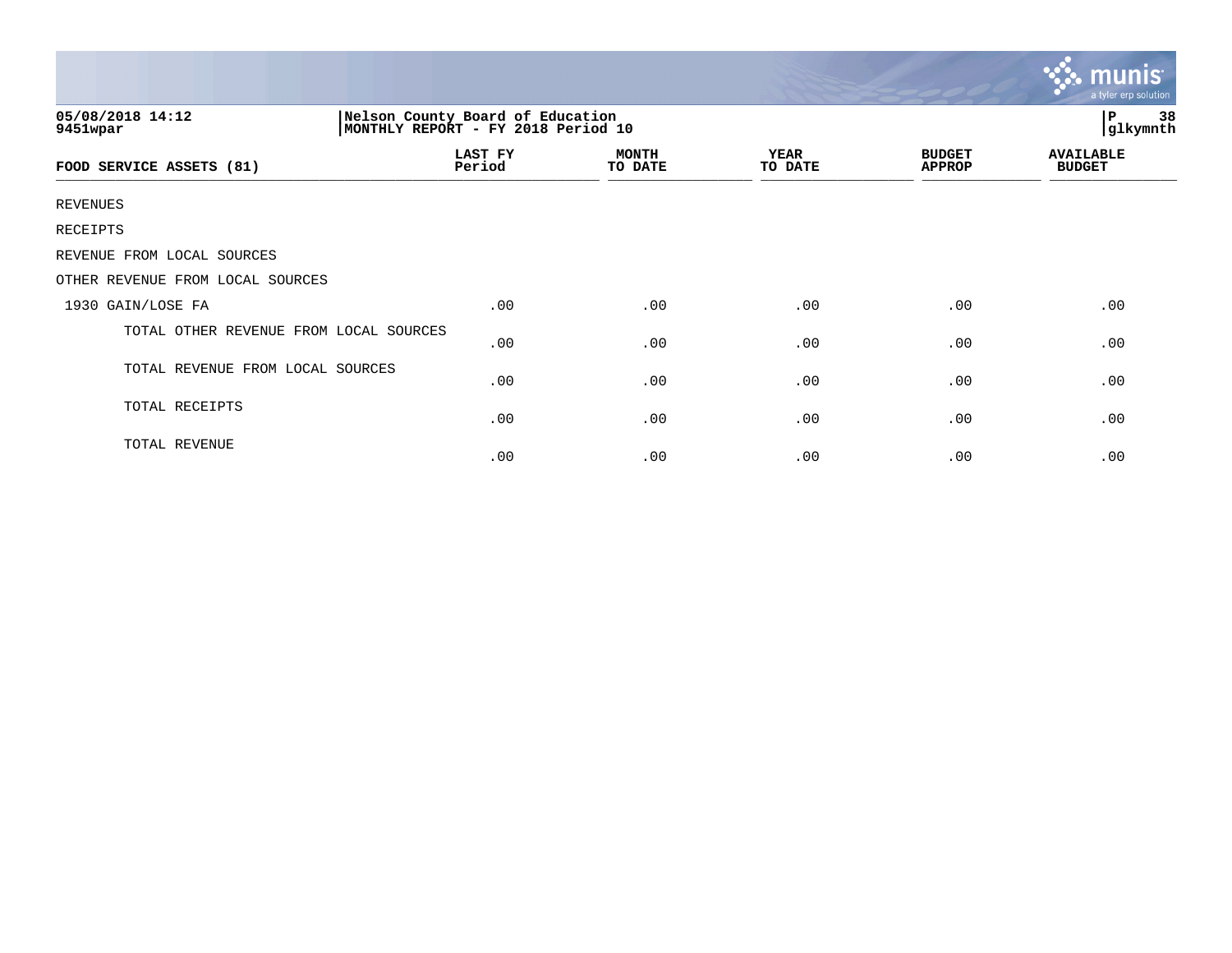05/08/2018 14:12
9451wpar

Nelson County Board of Education
MONTHLY REPORT - FY 2018 Period 10

glkymnth

| FOOD SERVICE ASSETS (81) | LAST FY Period | MONTH TO DATE | YEAR TO DATE | BUDGET APPROP | AVAILABLE BUDGET |
|---|---|---|---|---|---|
| REVENUES | | | | | |
| RECEIPTS | | | | | |
| REVENUE FROM LOCAL SOURCES | | | | | |
| OTHER REVENUE FROM LOCAL SOURCES | | | | | |
| 1930 GAIN/LOSE FA | .00 | .00 | .00 | .00 | .00 |
| TOTAL OTHER REVENUE FROM LOCAL SOURCES | .00 | .00 | .00 | .00 | .00 |
| TOTAL REVENUE FROM LOCAL SOURCES | .00 | .00 | .00 | .00 | .00 |
| TOTAL RECEIPTS | .00 | .00 | .00 | .00 | .00 |
| TOTAL REVENUE | .00 | .00 | .00 | .00 | .00 |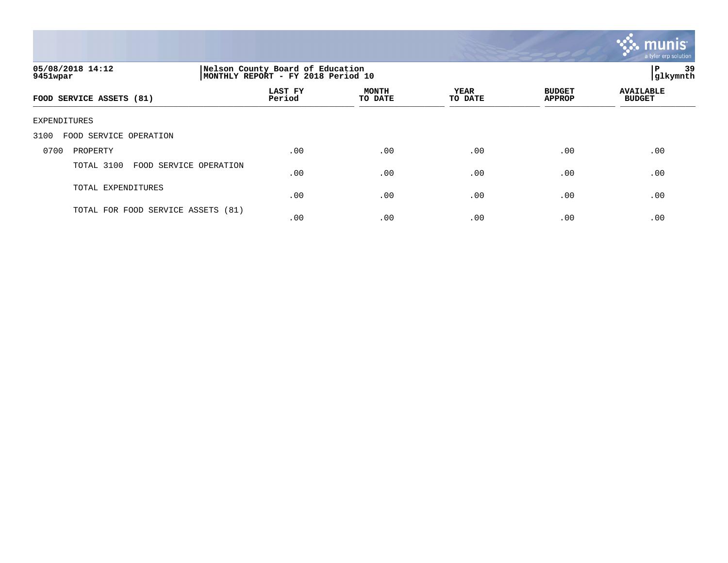05/08/2018 14:12
9451wpar

Nelson County Board of Education
MONTHLY REPORT - FY 2018 Period 10

P 39
glkymnth

| FOOD SERVICE ASSETS (81) | LAST FY Period | MONTH TO DATE | YEAR TO DATE | BUDGET APPROP | AVAILABLE BUDGET |
|---|---|---|---|---|---|
| EXPENDITURES | | | | | |
| 3100 FOOD SERVICE OPERATION | | | | | |
| 0700 PROPERTY | .00 | .00 | .00 | .00 | .00 |
| TOTAL 3100 FOOD SERVICE OPERATION | .00 | .00 | .00 | .00 | .00 |
| TOTAL EXPENDITURES | .00 | .00 | .00 | .00 | .00 |
| TOTAL FOR FOOD SERVICE ASSETS (81) | .00 | .00 | .00 | .00 | .00 |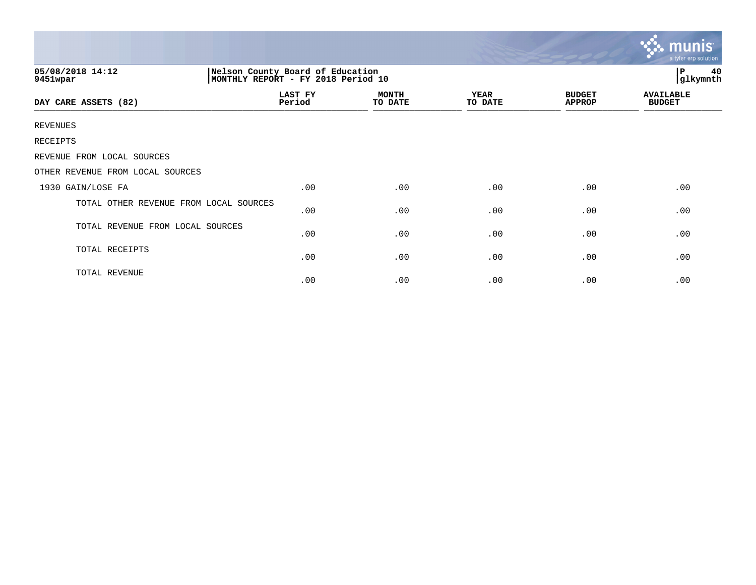05/08/2018 14:12
9451wpar

Nelson County Board of Education
MONTHLY REPORT - FY 2018 Period 10

glkymnth

| DAY CARE ASSETS (82) | LAST FY Period | MONTH TO DATE | YEAR TO DATE | BUDGET APPROP | AVAILABLE BUDGET |
|---|---|---|---|---|---|
| REVENUES | | | | | |
| RECEIPTS | | | | | |
| REVENUE FROM LOCAL SOURCES | | | | | |
| OTHER REVENUE FROM LOCAL SOURCES | | | | | |
| 1930 GAIN/LOSE FA | .00 | .00 | .00 | .00 | .00 |
| TOTAL OTHER REVENUE FROM LOCAL SOURCES | .00 | .00 | .00 | .00 | .00 |
| TOTAL REVENUE FROM LOCAL SOURCES | .00 | .00 | .00 | .00 | .00 |
| TOTAL RECEIPTS | .00 | .00 | .00 | .00 | .00 |
| TOTAL REVENUE | .00 | .00 | .00 | .00 | .00 |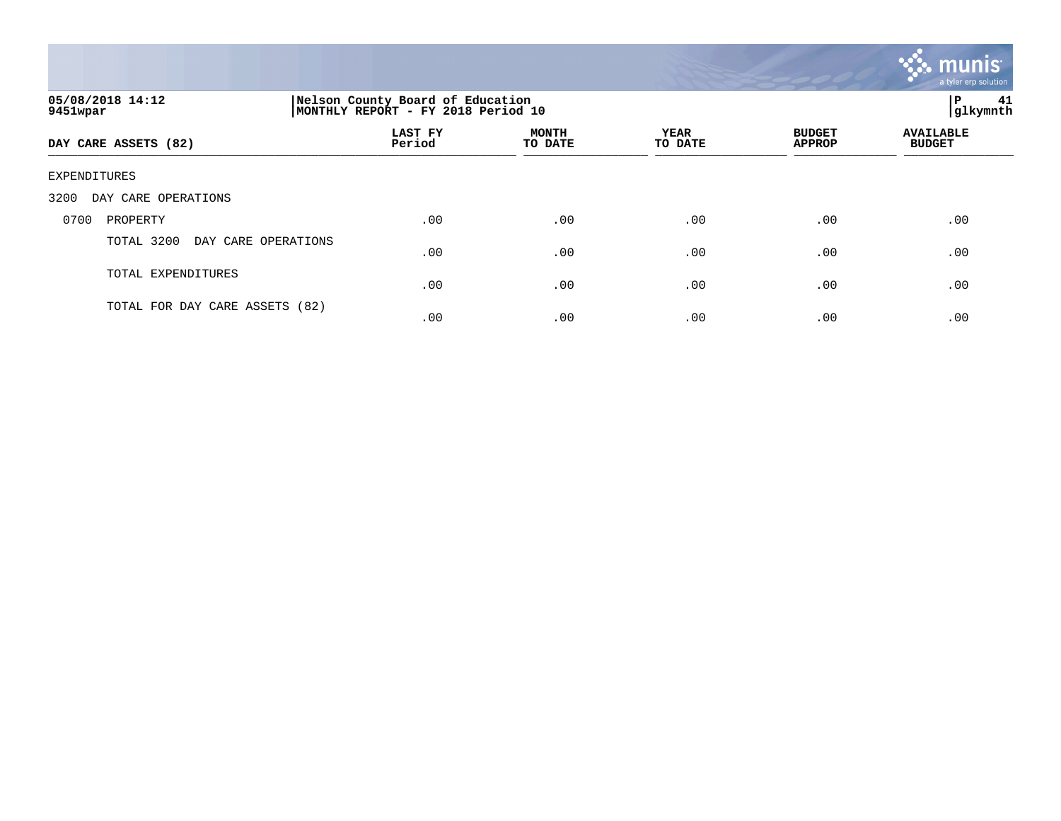05/08/2018 14:12
9451wpar

Nelson County Board of Education
MONTHLY REPORT - FY 2018 Period 10

P 41
glkymnth

| DAY CARE ASSETS (82) | LAST FY Period | MONTH TO DATE | YEAR TO DATE | BUDGET APPROP | AVAILABLE BUDGET |
|---|---|---|---|---|---|
| EXPENDITURES | | | | | |
| 3200 DAY CARE OPERATIONS | | | | | |
| 0700 PROPERTY | .00 | .00 | .00 | .00 | .00 |
| TOTAL 3200 DAY CARE OPERATIONS | .00 | .00 | .00 | .00 | .00 |
| TOTAL EXPENDITURES | .00 | .00 | .00 | .00 | .00 |
| TOTAL FOR DAY CARE ASSETS (82) | .00 | .00 | .00 | .00 | .00 |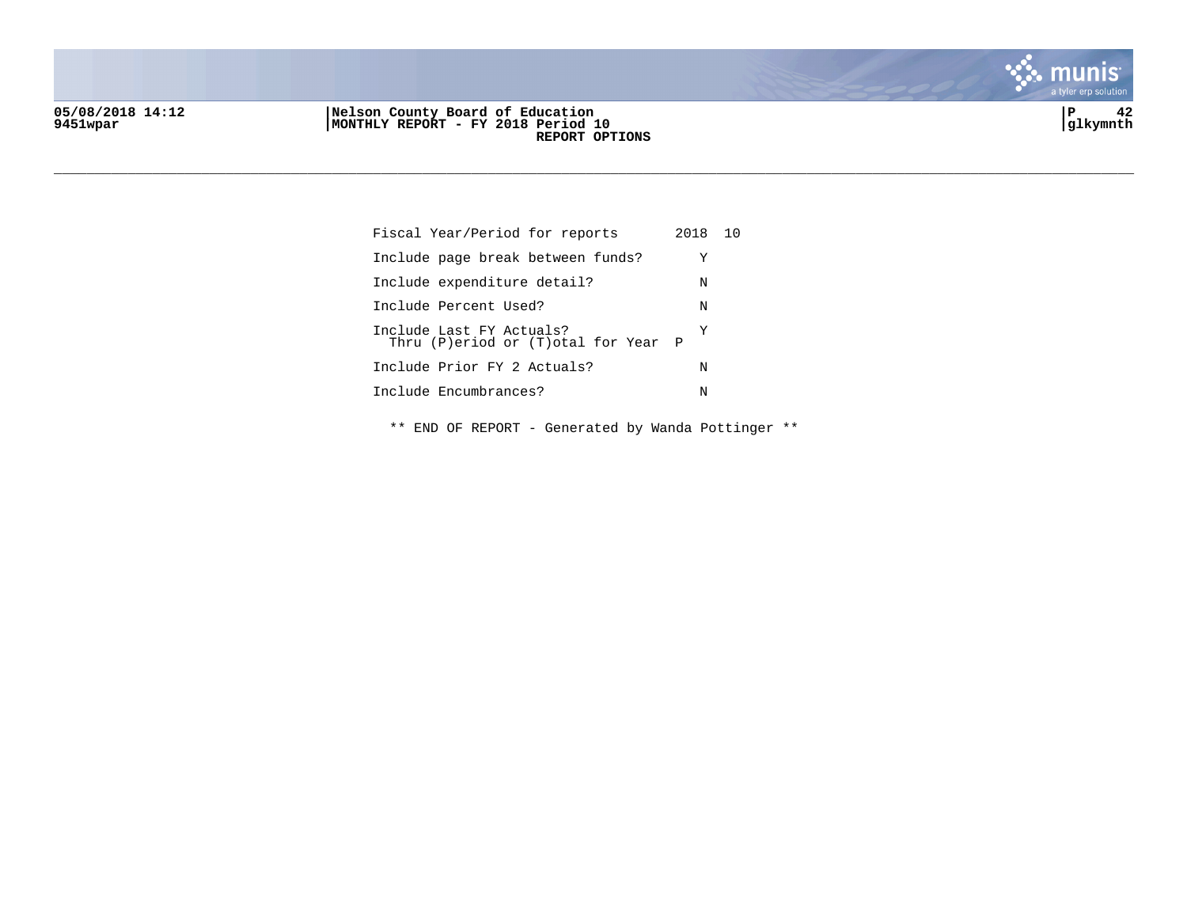05/08/2018 14:12
9451wpar

Nelson County Board of Education
MONTHLY REPORT - FY 2018 Period 10
**REPORT OPTIONS**

P 42
glkymnth

| | |
|---|---|
| Fiscal Year/Period for reports | 2018 10 |
| Include page break between funds? | Y |
| Include expenditure detail? | N |
| Include Percent Used? | N |
| Include Last FY Actuals? Thru (P)eriod or (T)otal for Year P | Y |
| Include Prior FY 2 Actuals? | N |
| Include Encumbrances? | N |

** END OF REPORT - Generated by Wanda Pottinger **